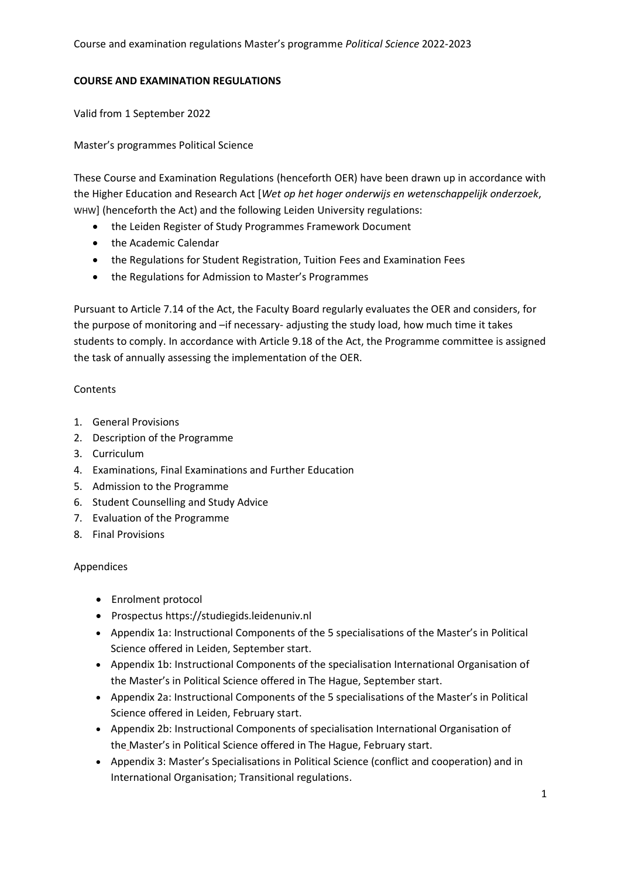**COURSE AND EXAMINATION REGULATIONS**

Valid from 1 September 2022

Master's programmes Political Science

These Course and Examination Regulations (henceforth OER) have been drawn up in accordance with the Higher Education and Research Act [*Wet op het hoger onderwijs en wetenschappelijk onderzoek*, WHW] (henceforth the Act) and the following Leiden University regulations:

- the Leiden Register of Study Programmes Framework Document
- the Academic Calendar
- the Regulations for Student Registration, Tuition Fees and Examination Fees
- the Regulations for Admission to Master's Programmes

Pursuant to Article 7.14 of the Act, the Faculty Board regularly evaluates the OER and considers, for the purpose of monitoring and –if necessary- adjusting the study load, how much time it takes students to comply. In accordance with Article 9.18 of the Act, the Programme committee is assigned the task of annually assessing the implementation of the OER.

Contents

1. General Provisions
2. Description of the Programme
3. Curriculum
4. Examinations, Final Examinations and Further Education
5. Admission to the Programme
6. Student Counselling and Study Advice
7. Evaluation of the Programme
8. Final Provisions

Appendices

- Enrolment protocol
- Prospectus https://studiegids.leidenuniv.nl
- Appendix 1a: Instructional Components of the 5 specialisations of the Master's in Political Science offered in Leiden, September start.
- Appendix 1b: Instructional Components of the specialisation International Organisation of the Master's in Political Science offered in The Hague, September start.
- Appendix 2a: Instructional Components of the 5 specialisations of the Master's in Political Science offered in Leiden, February start.
- Appendix 2b: Instructional Components of specialisation International Organisation of the Master's in Political Science offered in The Hague, February start.
- Appendix 3: Master's Specialisations in Political Science (conflict and cooperation) and in International Organisation; Transitional regulations.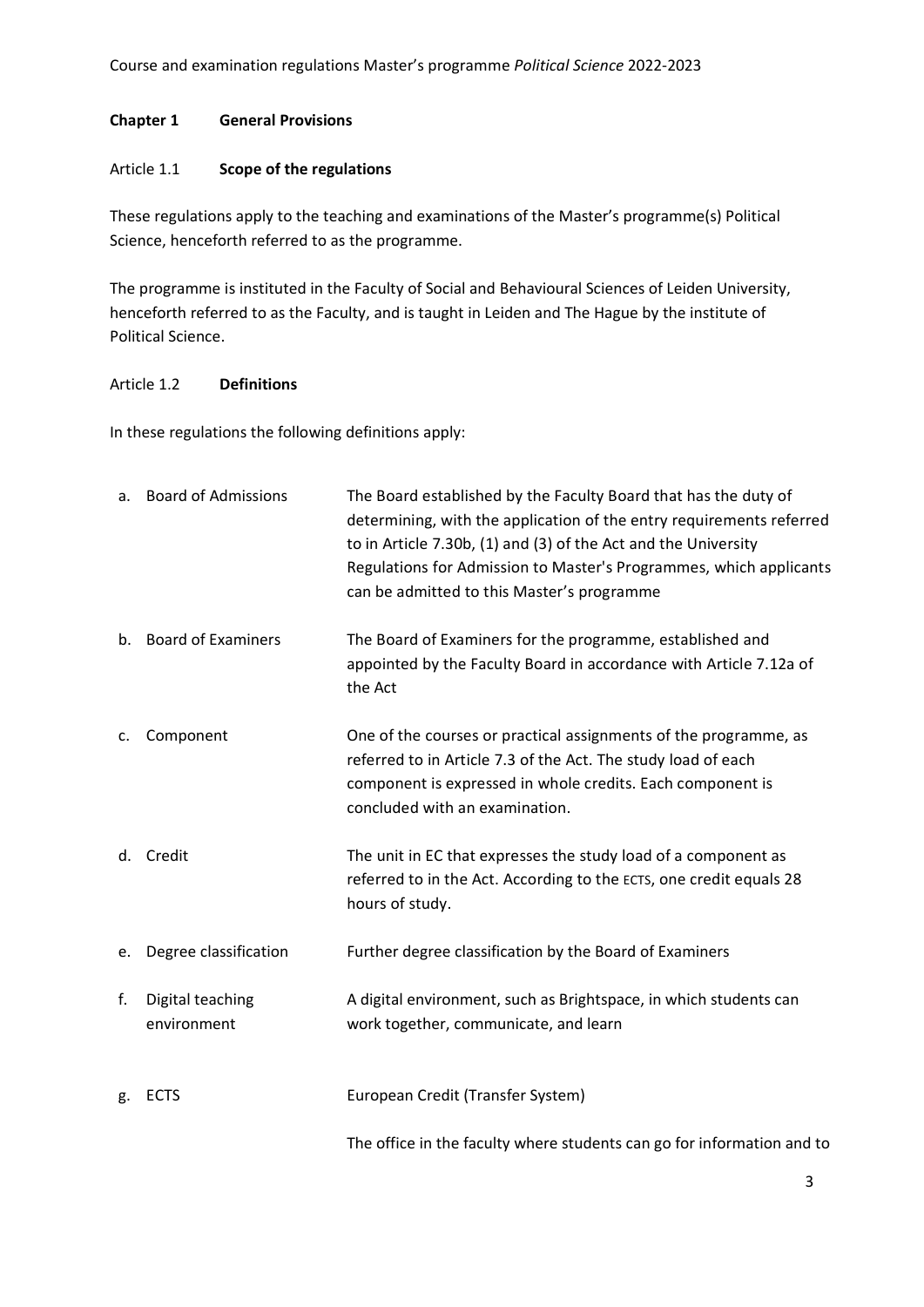## Chapter 1 General Provisions

### Article 1.1 Scope of the regulations

These regulations apply to the teaching and examinations of the Master's programme(s) Political Science, henceforth referred to as the programme.

The programme is instituted in the Faculty of Social and Behavioural Sciences of Leiden University, henceforth referred to as the Faculty, and is taught in Leiden and The Hague by the institute of Political Science.

### Article 1.2 Definitions

In these regulations the following definitions apply:

| | | |
|---|---|---|
| a. | Board of Admissions | The Board established by the Faculty Board that has the duty of determining, with the application of the entry requirements referred to in Article 7.30b, (1) and (3) of the Act and the University Regulations for Admission to Master's Programmes, which applicants can be admitted to this Master's programme |
| b. | Board of Examiners | The Board of Examiners for the programme, established and appointed by the Faculty Board in accordance with Article 7.12a of the Act |
| c. | Component | One of the courses or practical assignments of the programme, as referred to in Article 7.3 of the Act. The study load of each component is expressed in whole credits. Each component is concluded with an examination. |
| d. | Credit | The unit in EC that expresses the study load of a component as referred to in the Act. According to the ECTS, one credit equals 28 hours of study. |
| e. | Degree classification | Further degree classification by the Board of Examiners |
| f. | Digital teaching environment | A digital environment, such as Brightspace, in which students can work together, communicate, and learn |
| g. | ECTS | European Credit (Transfer System) |
| | | The office in the faculty where students can go for information and to |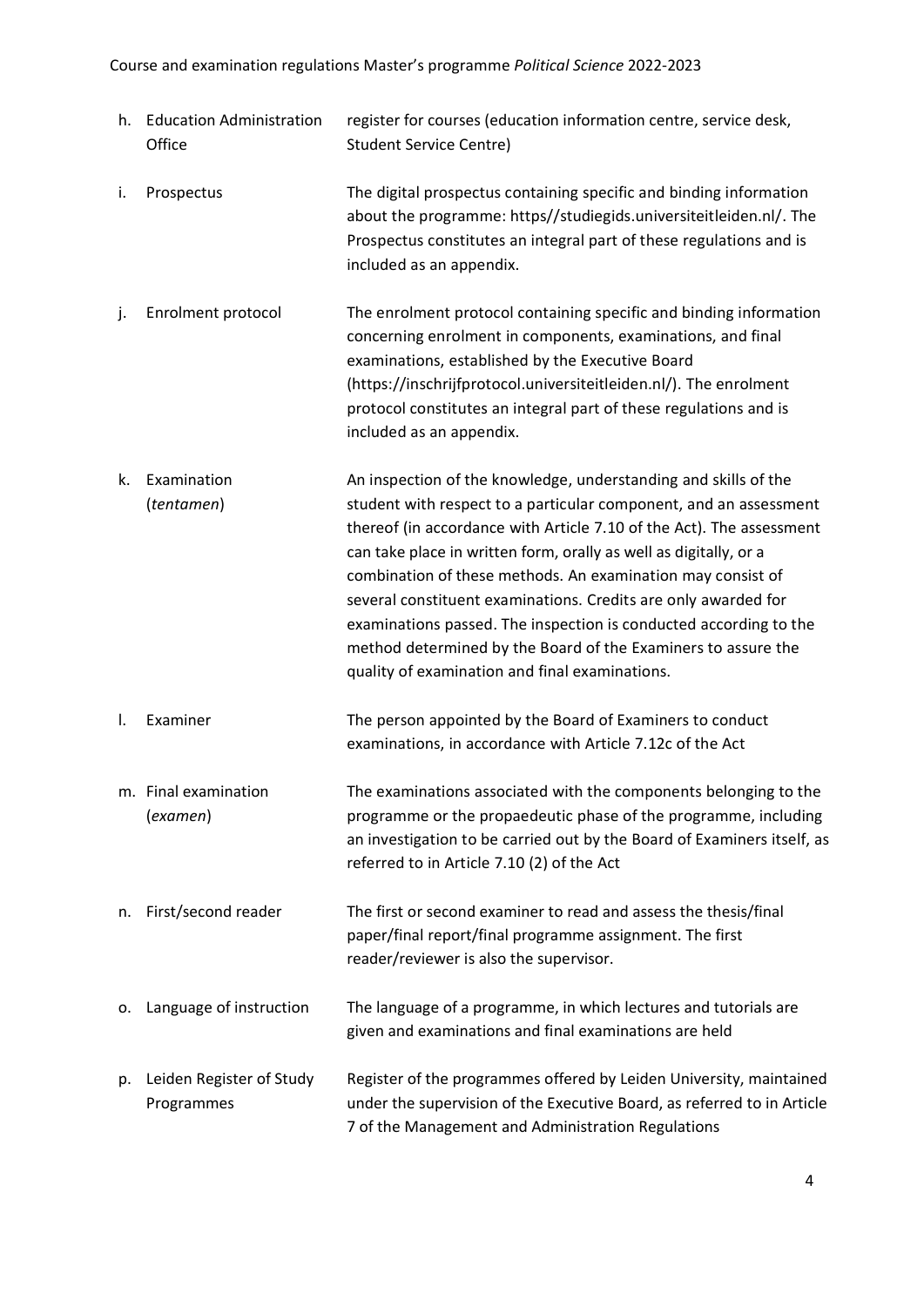h. Education Administration Office — register for courses (education information centre, service desk, Student Service Centre)

i. Prospectus — The digital prospectus containing specific and binding information about the programme: https//studiegids.universiteitleiden.nl/. The Prospectus constitutes an integral part of these regulations and is included as an appendix.

j. Enrolment protocol — The enrolment protocol containing specific and binding information concerning enrolment in components, examinations, and final examinations, established by the Executive Board (https://inschrijfprotocol.universiteitleiden.nl/). The enrolment protocol constitutes an integral part of these regulations and is included as an appendix.

k. Examination (*tentamen*) — An inspection of the knowledge, understanding and skills of the student with respect to a particular component, and an assessment thereof (in accordance with Article 7.10 of the Act). The assessment can take place in written form, orally as well as digitally, or a combination of these methods. An examination may consist of several constituent examinations. Credits are only awarded for examinations passed. The inspection is conducted according to the method determined by the Board of the Examiners to assure the quality of examination and final examinations.

l. Examiner — The person appointed by the Board of Examiners to conduct examinations, in accordance with Article 7.12c of the Act

m. Final examination (*examen*) — The examinations associated with the components belonging to the programme or the propaedeutic phase of the programme, including an investigation to be carried out by the Board of Examiners itself, as referred to in Article 7.10 (2) of the Act

n. First/second reader — The first or second examiner to read and assess the thesis/final paper/final report/final programme assignment. The first reader/reviewer is also the supervisor.

o. Language of instruction — The language of a programme, in which lectures and tutorials are given and examinations and final examinations are held

p. Leiden Register of Study Programmes — Register of the programmes offered by Leiden University, maintained under the supervision of the Executive Board, as referred to in Article 7 of the Management and Administration Regulations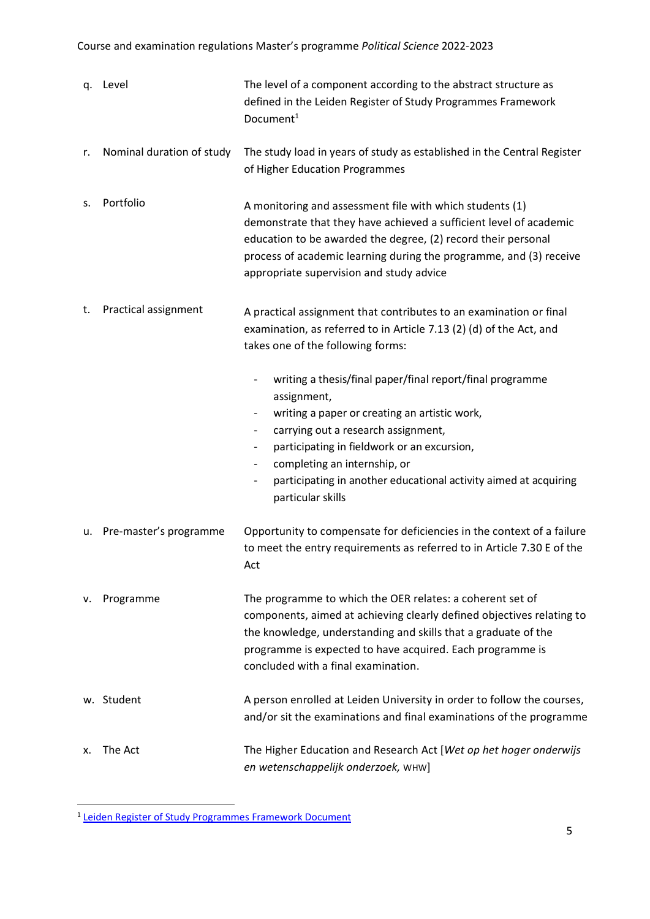| | | |
|---|---|---|
| q. | Level | The level of a component according to the abstract structure as defined in the Leiden Register of Study Programmes Framework Document[1] |
| r. | Nominal duration of study | The study load in years of study as established in the Central Register of Higher Education Programmes |
| s. | Portfolio | A monitoring and assessment file with which students (1) demonstrate that they have achieved a sufficient level of academic education to be awarded the degree, (2) record their personal process of academic learning during the programme, and (3) receive appropriate supervision and study advice |
| t. | Practical assignment | A practical assignment that contributes to an examination or final examination, as referred to in Article 7.13 (2) (d) of the Act, and takes one of the following forms:<br>- writing a thesis/final paper/final report/final programme assignment,<br>- writing a paper or creating an artistic work,<br>- carrying out a research assignment,<br>- participating in fieldwork or an excursion,<br>- completing an internship, or<br>- participating in another educational activity aimed at acquiring particular skills |
| u. | Pre-master's programme | Opportunity to compensate for deficiencies in the context of a failure to meet the entry requirements as referred to in Article 7.30 E of the Act |
| v. | Programme | The programme to which the OER relates: a coherent set of components, aimed at achieving clearly defined objectives relating to the knowledge, understanding and skills that a graduate of the programme is expected to have acquired. Each programme is concluded with a final examination. |
| w. | Student | A person enrolled at Leiden University in order to follow the courses, and/or sit the examinations and final examinations of the programme |
| x. | The Act | The Higher Education and Research Act [*Wet op het hoger onderwijs en wetenschappelijk onderzoek,* WHW] |

[1] Leiden Register of Study Programmes Framework Document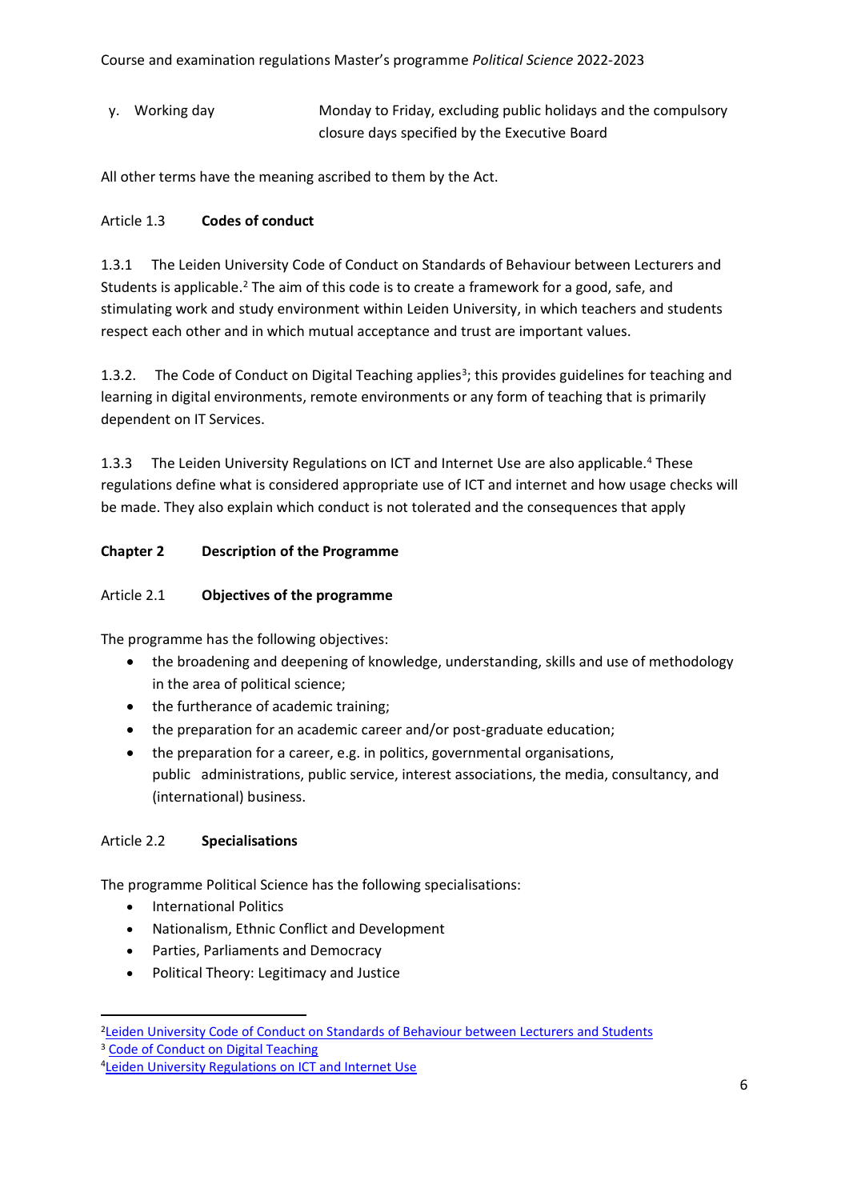y. Working day — Monday to Friday, excluding public holidays and the compulsory closure days specified by the Executive Board

All other terms have the meaning ascribed to them by the Act.

### Article 1.3 **Codes of conduct**

1.3.1 The Leiden University Code of Conduct on Standards of Behaviour between Lecturers and Students is applicable.[2] The aim of this code is to create a framework for a good, safe, and stimulating work and study environment within Leiden University, in which teachers and students respect each other and in which mutual acceptance and trust are important values.

1.3.2. The Code of Conduct on Digital Teaching applies[3]; this provides guidelines for teaching and learning in digital environments, remote environments or any form of teaching that is primarily dependent on IT Services.

1.3.3 The Leiden University Regulations on ICT and Internet Use are also applicable.[4] These regulations define what is considered appropriate use of ICT and internet and how usage checks will be made. They also explain which conduct is not tolerated and the consequences that apply

## **Chapter 2 Description of the Programme**

### Article 2.1 **Objectives of the programme**

The programme has the following objectives:

- the broadening and deepening of knowledge, understanding, skills and use of methodology in the area of political science;
- the furtherance of academic training;
- the preparation for an academic career and/or post-graduate education;
- the preparation for a career, e.g. in politics, governmental organisations, public administrations, public service, interest associations, the media, consultancy, and (international) business.

### Article 2.2 **Specialisations**

The programme Political Science has the following specialisations:

- International Politics
- Nationalism, Ethnic Conflict and Development
- Parties, Parliaments and Democracy
- Political Theory: Legitimacy and Justice

---

[2] Leiden University Code of Conduct on Standards of Behaviour between Lecturers and Students

[3] Code of Conduct on Digital Teaching

[4] Leiden University Regulations on ICT and Internet Use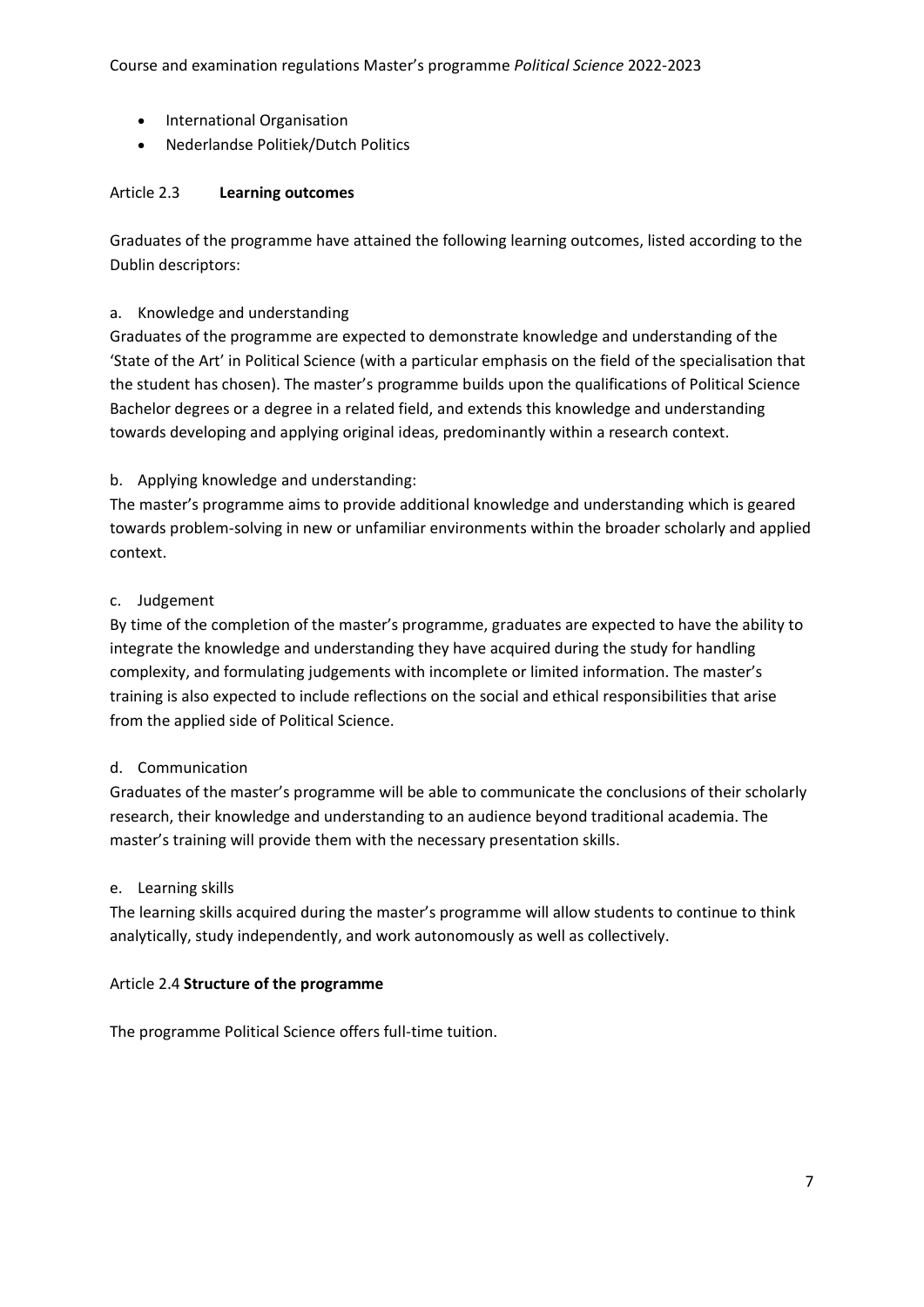- International Organisation
- Nederlandse Politiek/Dutch Politics

### Article 2.3 **Learning outcomes**

Graduates of the programme have attained the following learning outcomes, listed according to the Dublin descriptors:

a. Knowledge and understanding

Graduates of the programme are expected to demonstrate knowledge and understanding of the 'State of the Art' in Political Science (with a particular emphasis on the field of the specialisation that the student has chosen). The master's programme builds upon the qualifications of Political Science Bachelor degrees or a degree in a related field, and extends this knowledge and understanding towards developing and applying original ideas, predominantly within a research context.

b. Applying knowledge and understanding:

The master's programme aims to provide additional knowledge and understanding which is geared towards problem-solving in new or unfamiliar environments within the broader scholarly and applied context.

c. Judgement

By time of the completion of the master's programme, graduates are expected to have the ability to integrate the knowledge and understanding they have acquired during the study for handling complexity, and formulating judgements with incomplete or limited information. The master's training is also expected to include reflections on the social and ethical responsibilities that arise from the applied side of Political Science.

d. Communication

Graduates of the master's programme will be able to communicate the conclusions of their scholarly research, their knowledge and understanding to an audience beyond traditional academia. The master's training will provide them with the necessary presentation skills.

e. Learning skills

The learning skills acquired during the master's programme will allow students to continue to think analytically, study independently, and work autonomously as well as collectively.

### Article 2.4 **Structure of the programme**

The programme Political Science offers full-time tuition.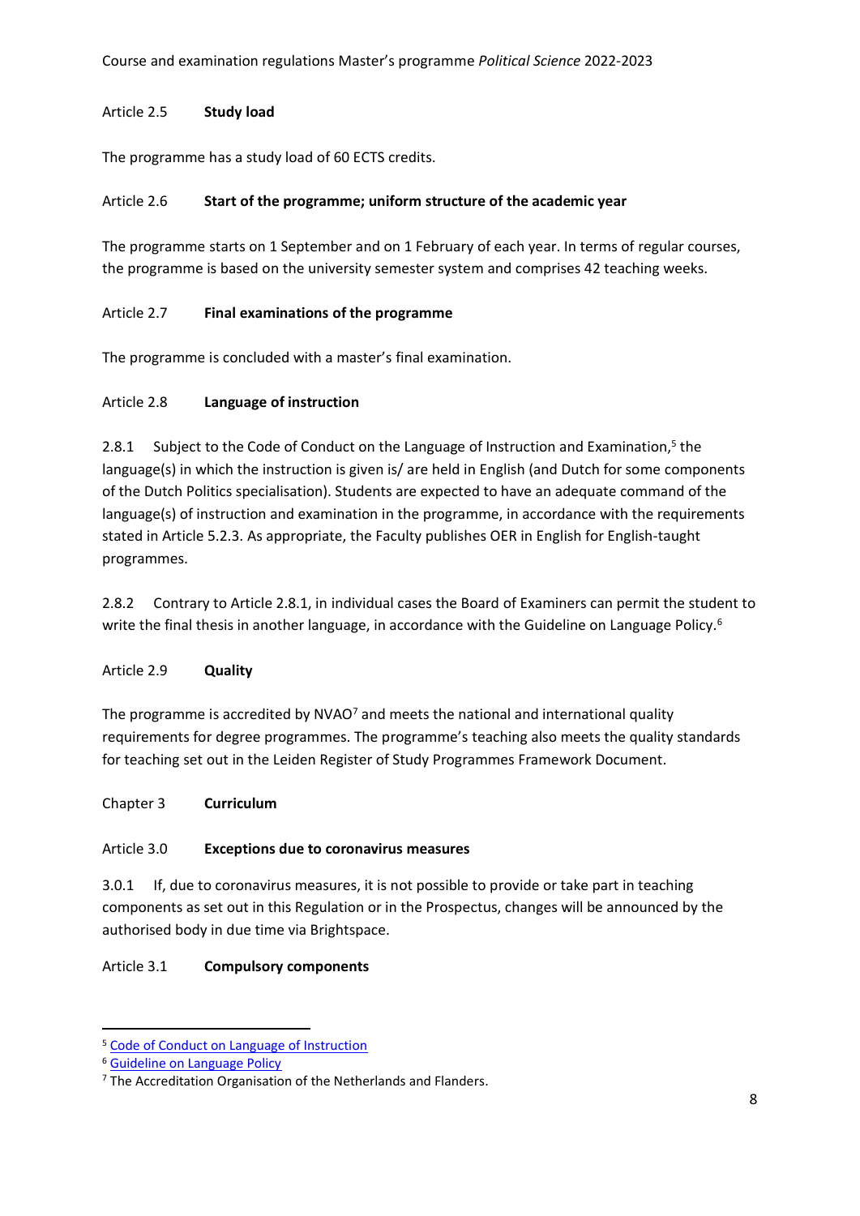## Article 2.5 **Study load**

The programme has a study load of 60 ECTS credits.

## Article 2.6 **Start of the programme; uniform structure of the academic year**

The programme starts on 1 September and on 1 February of each year. In terms of regular courses, the programme is based on the university semester system and comprises 42 teaching weeks.

## Article 2.7 **Final examinations of the programme**

The programme is concluded with a master's final examination.

## Article 2.8 **Language of instruction**

2.8.1 Subject to the Code of Conduct on the Language of Instruction and Examination,[5] the language(s) in which the instruction is given is/ are held in English (and Dutch for some components of the Dutch Politics specialisation). Students are expected to have an adequate command of the language(s) of instruction and examination in the programme, in accordance with the requirements stated in Article 5.2.3. As appropriate, the Faculty publishes OER in English for English-taught programmes.

2.8.2 Contrary to Article 2.8.1, in individual cases the Board of Examiners can permit the student to write the final thesis in another language, in accordance with the Guideline on Language Policy.[6]

## Article 2.9 **Quality**

The programme is accredited by NVAO[7] and meets the national and international quality requirements for degree programmes. The programme's teaching also meets the quality standards for teaching set out in the Leiden Register of Study Programmes Framework Document.

# Chapter 3 **Curriculum**

## Article 3.0 **Exceptions due to coronavirus measures**

3.0.1 If, due to coronavirus measures, it is not possible to provide or take part in teaching components as set out in this Regulation or in the Prospectus, changes will be announced by the authorised body in due time via Brightspace.

## Article 3.1 **Compulsory components**

---

[5] Code of Conduct on Language of Instruction

[6] Guideline on Language Policy

[7] The Accreditation Organisation of the Netherlands and Flanders.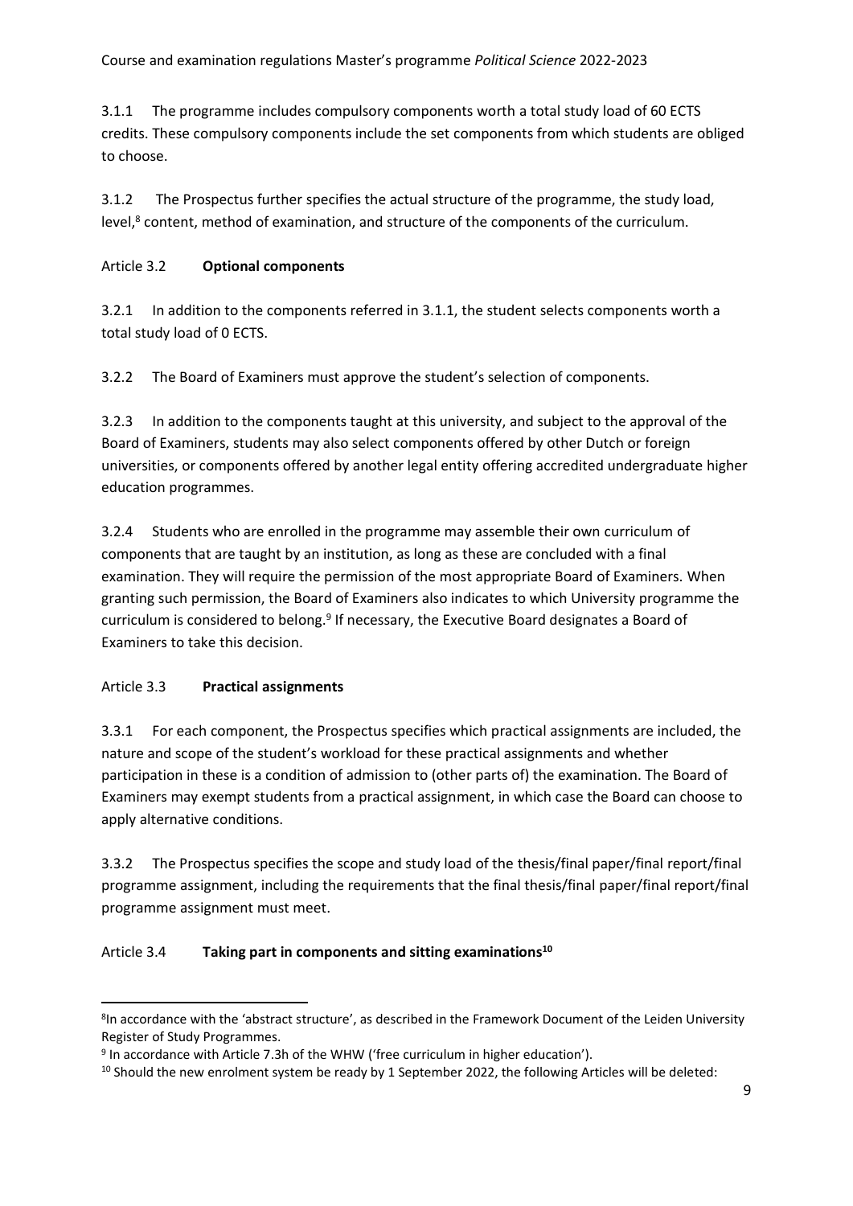3.1.1 The programme includes compulsory components worth a total study load of 60 ECTS credits. These compulsory components include the set components from which students are obliged to choose.

3.1.2 The Prospectus further specifies the actual structure of the programme, the study load, level,[8] content, method of examination, and structure of the components of the curriculum.

### Article 3.2 **Optional components**

3.2.1 In addition to the components referred in 3.1.1, the student selects components worth a total study load of 0 ECTS.

3.2.2 The Board of Examiners must approve the student's selection of components.

3.2.3 In addition to the components taught at this university, and subject to the approval of the Board of Examiners, students may also select components offered by other Dutch or foreign universities, or components offered by another legal entity offering accredited undergraduate higher education programmes.

3.2.4 Students who are enrolled in the programme may assemble their own curriculum of components that are taught by an institution, as long as these are concluded with a final examination. They will require the permission of the most appropriate Board of Examiners. When granting such permission, the Board of Examiners also indicates to which University programme the curriculum is considered to belong.[9] If necessary, the Executive Board designates a Board of Examiners to take this decision.

### Article 3.3 **Practical assignments**

3.3.1 For each component, the Prospectus specifies which practical assignments are included, the nature and scope of the student's workload for these practical assignments and whether participation in these is a condition of admission to (other parts of) the examination. The Board of Examiners may exempt students from a practical assignment, in which case the Board can choose to apply alternative conditions.

3.3.2 The Prospectus specifies the scope and study load of the thesis/final paper/final report/final programme assignment, including the requirements that the final thesis/final paper/final report/final programme assignment must meet.

### Article 3.4 **Taking part in components and sitting examinations**[10]

---

[8] In accordance with the 'abstract structure', as described in the Framework Document of the Leiden University Register of Study Programmes.

[9] In accordance with Article 7.3h of the WHW ('free curriculum in higher education').

[10] Should the new enrolment system be ready by 1 September 2022, the following Articles will be deleted: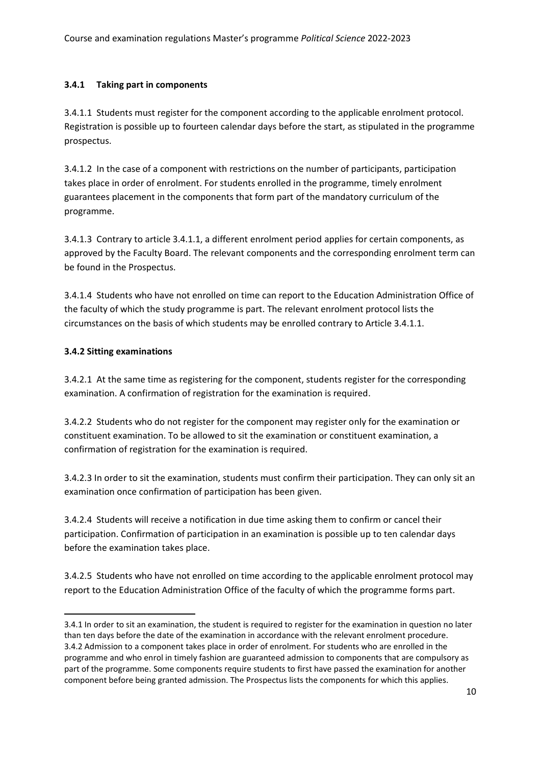### 3.4.1 Taking part in components

3.4.1.1 Students must register for the component according to the applicable enrolment protocol. Registration is possible up to fourteen calendar days before the start, as stipulated in the programme prospectus.

3.4.1.2 In the case of a component with restrictions on the number of participants, participation takes place in order of enrolment. For students enrolled in the programme, timely enrolment guarantees placement in the components that form part of the mandatory curriculum of the programme.

3.4.1.3 Contrary to article 3.4.1.1, a different enrolment period applies for certain components, as approved by the Faculty Board. The relevant components and the corresponding enrolment term can be found in the Prospectus.

3.4.1.4 Students who have not enrolled on time can report to the Education Administration Office of the faculty of which the study programme is part. The relevant enrolment protocol lists the circumstances on the basis of which students may be enrolled contrary to Article 3.4.1.1.

### 3.4.2 Sitting examinations

3.4.2.1 At the same time as registering for the component, students register for the corresponding examination. A confirmation of registration for the examination is required.

3.4.2.2 Students who do not register for the component may register only for the examination or constituent examination. To be allowed to sit the examination or constituent examination, a confirmation of registration for the examination is required.

3.4.2.3 In order to sit the examination, students must confirm their participation. They can only sit an examination once confirmation of participation has been given.

3.4.2.4 Students will receive a notification in due time asking them to confirm or cancel their participation. Confirmation of participation in an examination is possible up to ten calendar days before the examination takes place.

3.4.2.5 Students who have not enrolled on time according to the applicable enrolment protocol may report to the Education Administration Office of the faculty of which the programme forms part.

---

3.4.1 In order to sit an examination, the student is required to register for the examination in question no later than ten days before the date of the examination in accordance with the relevant enrolment procedure.
3.4.2 Admission to a component takes place in order of enrolment. For students who are enrolled in the programme and who enrol in timely fashion are guaranteed admission to components that are compulsory as part of the programme. Some components require students to first have passed the examination for another component before being granted admission. The Prospectus lists the components for which this applies.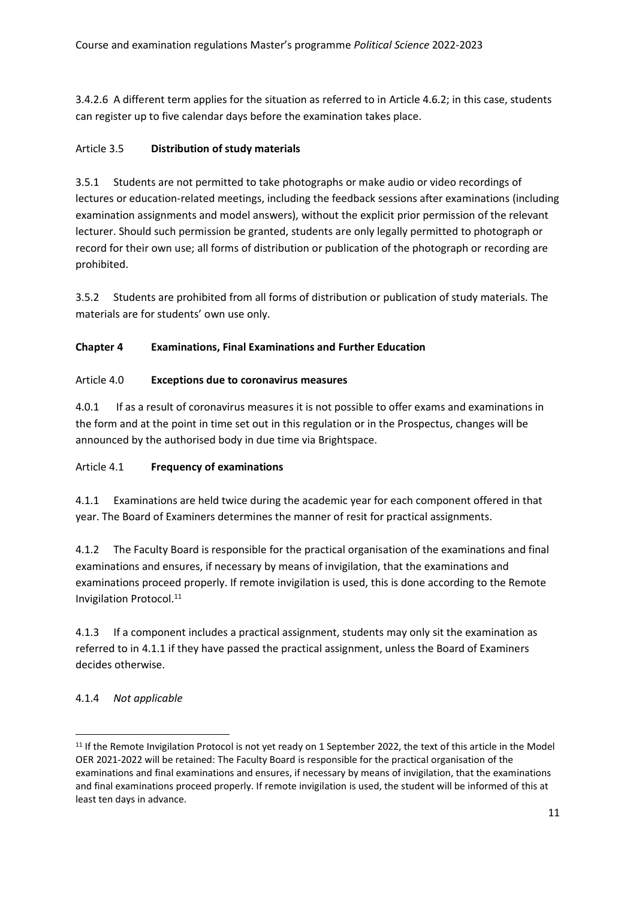3.4.2.6 A different term applies for the situation as referred to in Article 4.6.2; in this case, students can register up to five calendar days before the examination takes place.

### Article 3.5 **Distribution of study materials**

3.5.1 Students are not permitted to take photographs or make audio or video recordings of lectures or education-related meetings, including the feedback sessions after examinations (including examination assignments and model answers), without the explicit prior permission of the relevant lecturer. Should such permission be granted, students are only legally permitted to photograph or record for their own use; all forms of distribution or publication of the photograph or recording are prohibited.

3.5.2 Students are prohibited from all forms of distribution or publication of study materials. The materials are for students' own use only.

## **Chapter 4 Examinations, Final Examinations and Further Education**

### Article 4.0 **Exceptions due to coronavirus measures**

4.0.1 If as a result of coronavirus measures it is not possible to offer exams and examinations in the form and at the point in time set out in this regulation or in the Prospectus, changes will be announced by the authorised body in due time via Brightspace.

### Article 4.1 **Frequency of examinations**

4.1.1 Examinations are held twice during the academic year for each component offered in that year. The Board of Examiners determines the manner of resit for practical assignments.

4.1.2 The Faculty Board is responsible for the practical organisation of the examinations and final examinations and ensures, if necessary by means of invigilation, that the examinations and examinations proceed properly. If remote invigilation is used, this is done according to the Remote Invigilation Protocol.[11]

4.1.3 If a component includes a practical assignment, students may only sit the examination as referred to in 4.1.1 if they have passed the practical assignment, unless the Board of Examiners decides otherwise.

4.1.4 *Not applicable*

---

[11] If the Remote Invigilation Protocol is not yet ready on 1 September 2022, the text of this article in the Model OER 2021-2022 will be retained: The Faculty Board is responsible for the practical organisation of the examinations and final examinations and ensures, if necessary by means of invigilation, that the examinations and final examinations proceed properly. If remote invigilation is used, the student will be informed of this at least ten days in advance.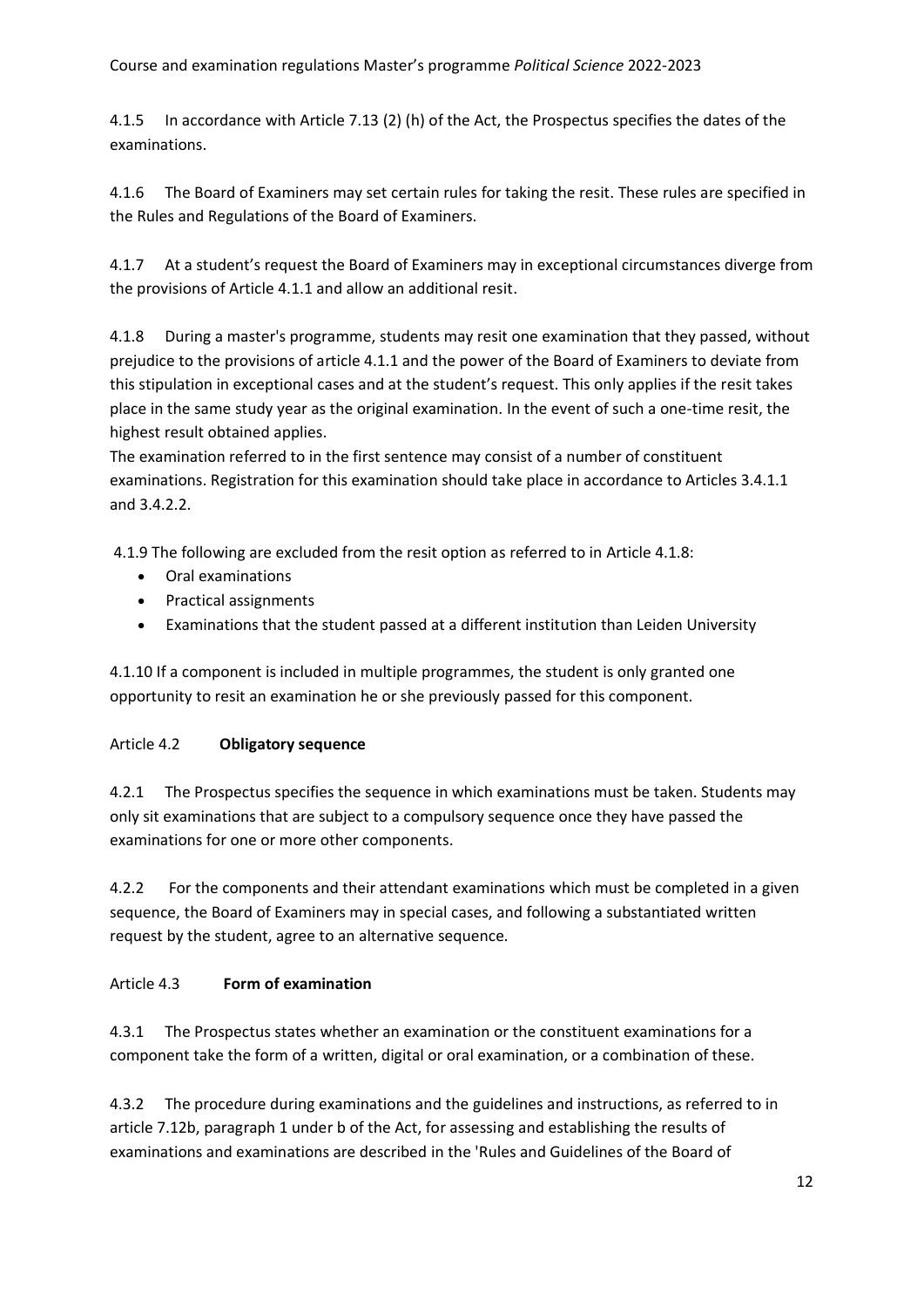4.1.5 In accordance with Article 7.13 (2) (h) of the Act, the Prospectus specifies the dates of the examinations.

4.1.6 The Board of Examiners may set certain rules for taking the resit. These rules are specified in the Rules and Regulations of the Board of Examiners.

4.1.7 At a student's request the Board of Examiners may in exceptional circumstances diverge from the provisions of Article 4.1.1 and allow an additional resit.

4.1.8 During a master's programme, students may resit one examination that they passed, without prejudice to the provisions of article 4.1.1 and the power of the Board of Examiners to deviate from this stipulation in exceptional cases and at the student's request. This only applies if the resit takes place in the same study year as the original examination. In the event of such a one-time resit, the highest result obtained applies.
The examination referred to in the first sentence may consist of a number of constituent examinations. Registration for this examination should take place in accordance to Articles 3.4.1.1 and 3.4.2.2.

4.1.9 The following are excluded from the resit option as referred to in Article 4.1.8:

- Oral examinations
- Practical assignments
- Examinations that the student passed at a different institution than Leiden University

4.1.10 If a component is included in multiple programmes, the student is only granted one opportunity to resit an examination he or she previously passed for this component.

### Article 4.2 **Obligatory sequence**

4.2.1 The Prospectus specifies the sequence in which examinations must be taken. Students may only sit examinations that are subject to a compulsory sequence once they have passed the examinations for one or more other components.

4.2.2 For the components and their attendant examinations which must be completed in a given sequence, the Board of Examiners may in special cases, and following a substantiated written request by the student, agree to an alternative sequence.

### Article 4.3 **Form of examination**

4.3.1 The Prospectus states whether an examination or the constituent examinations for a component take the form of a written, digital or oral examination, or a combination of these.

4.3.2 The procedure during examinations and the guidelines and instructions, as referred to in article 7.12b, paragraph 1 under b of the Act, for assessing and establishing the results of examinations and examinations are described in the 'Rules and Guidelines of the Board of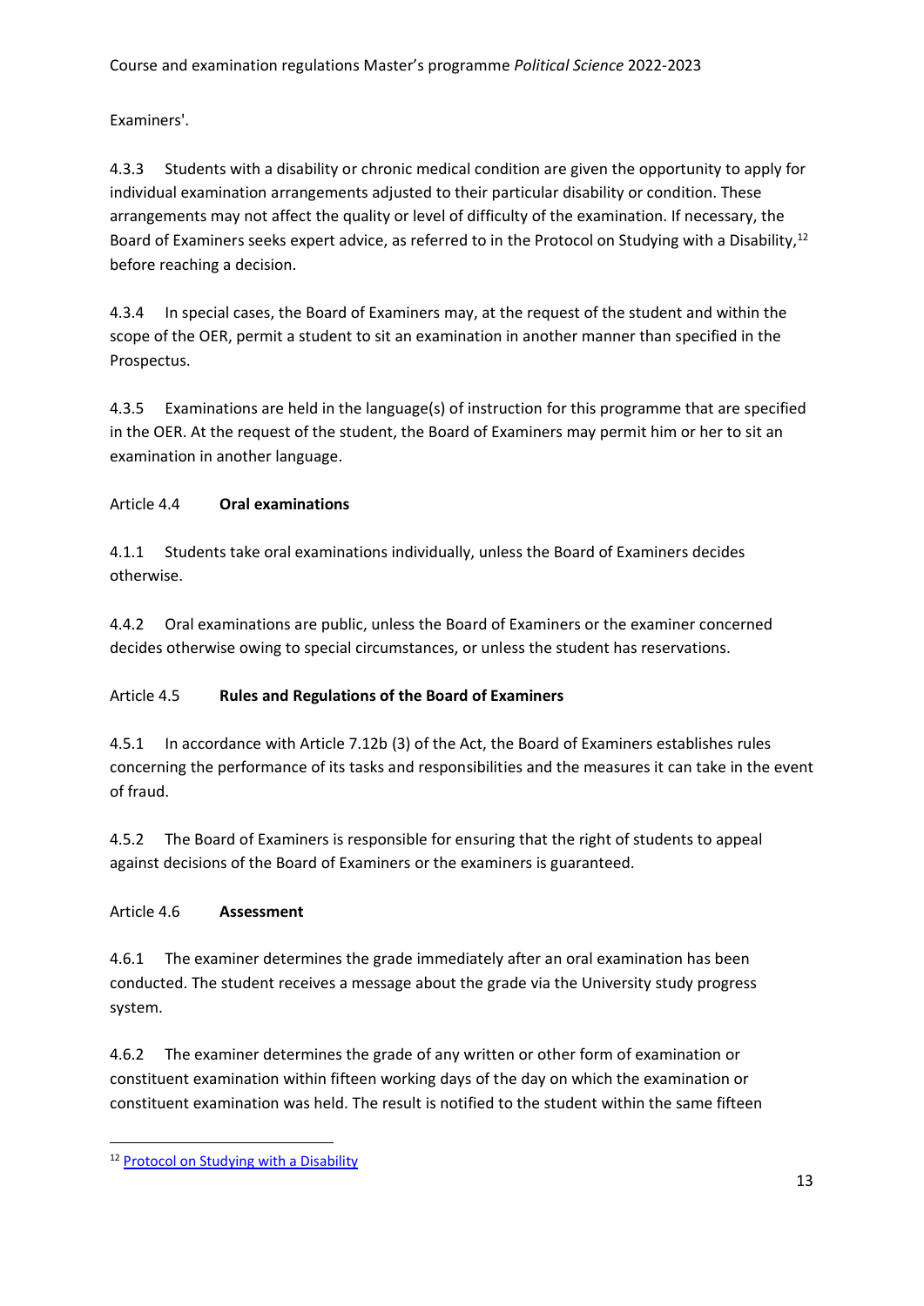Examiners'.

4.3.3 Students with a disability or chronic medical condition are given the opportunity to apply for individual examination arrangements adjusted to their particular disability or condition. These arrangements may not affect the quality or level of difficulty of the examination. If necessary, the Board of Examiners seeks expert advice, as referred to in the Protocol on Studying with a Disability,[12] before reaching a decision.

4.3.4 In special cases, the Board of Examiners may, at the request of the student and within the scope of the OER, permit a student to sit an examination in another manner than specified in the Prospectus.

4.3.5 Examinations are held in the language(s) of instruction for this programme that are specified in the OER. At the request of the student, the Board of Examiners may permit him or her to sit an examination in another language.

### Article 4.4 **Oral examinations**

4.1.1 Students take oral examinations individually, unless the Board of Examiners decides otherwise.

4.4.2 Oral examinations are public, unless the Board of Examiners or the examiner concerned decides otherwise owing to special circumstances, or unless the student has reservations.

### Article 4.5 **Rules and Regulations of the Board of Examiners**

4.5.1 In accordance with Article 7.12b (3) of the Act, the Board of Examiners establishes rules concerning the performance of its tasks and responsibilities and the measures it can take in the event of fraud.

4.5.2 The Board of Examiners is responsible for ensuring that the right of students to appeal against decisions of the Board of Examiners or the examiners is guaranteed.

### Article 4.6 **Assessment**

4.6.1 The examiner determines the grade immediately after an oral examination has been conducted. The student receives a message about the grade via the University study progress system.

4.6.2 The examiner determines the grade of any written or other form of examination or constituent examination within fifteen working days of the day on which the examination or constituent examination was held. The result is notified to the student within the same fifteen

[12] [Protocol on Studying with a Disability]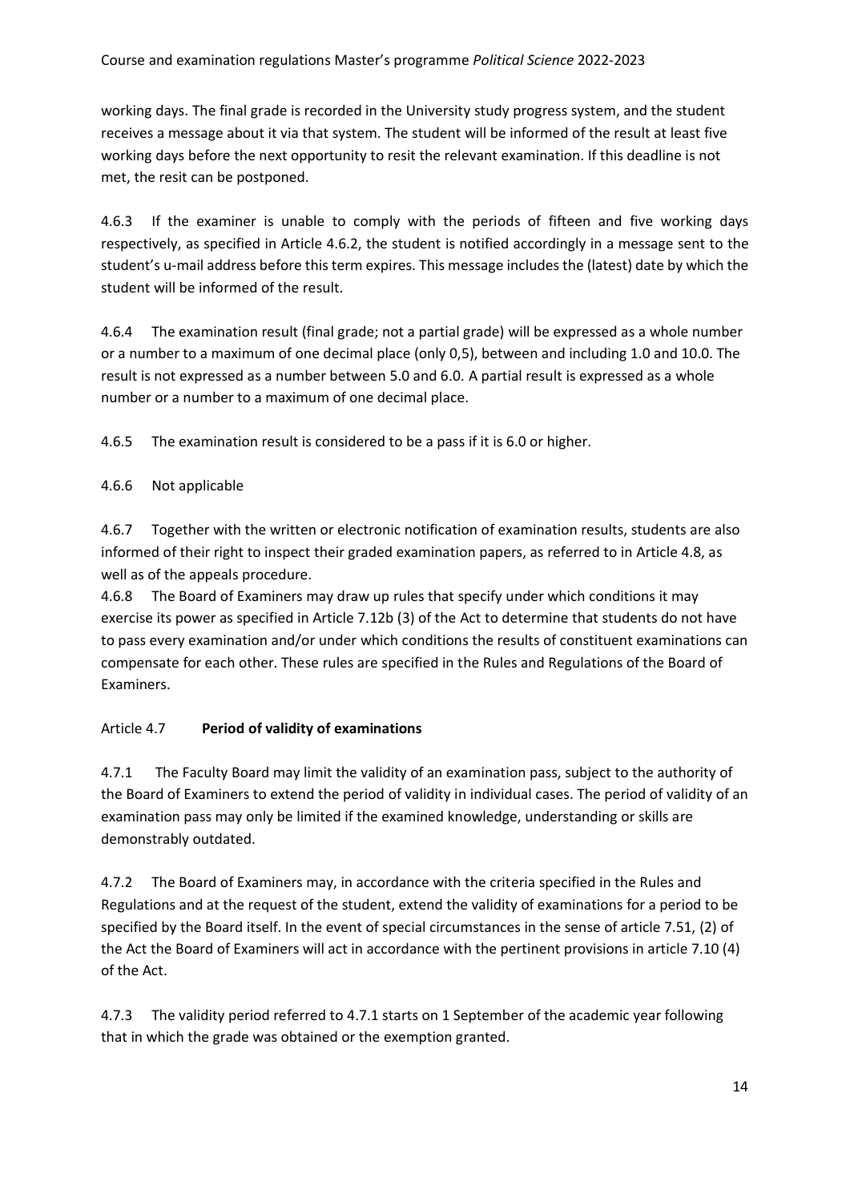working days. The final grade is recorded in the University study progress system, and the student receives a message about it via that system. The student will be informed of the result at least five working days before the next opportunity to resit the relevant examination. If this deadline is not met, the resit can be postponed.

4.6.3 If the examiner is unable to comply with the periods of fifteen and five working days respectively, as specified in Article 4.6.2, the student is notified accordingly in a message sent to the student's u-mail address before this term expires. This message includes the (latest) date by which the student will be informed of the result.

4.6.4 The examination result (final grade; not a partial grade) will be expressed as a whole number or a number to a maximum of one decimal place (only 0,5), between and including 1.0 and 10.0. The result is not expressed as a number between 5.0 and 6.0. A partial result is expressed as a whole number or a number to a maximum of one decimal place.

4.6.5 The examination result is considered to be a pass if it is 6.0 or higher.

4.6.6 Not applicable

4.6.7 Together with the written or electronic notification of examination results, students are also informed of their right to inspect their graded examination papers, as referred to in Article 4.8, as well as of the appeals procedure.

4.6.8 The Board of Examiners may draw up rules that specify under which conditions it may exercise its power as specified in Article 7.12b (3) of the Act to determine that students do not have to pass every examination and/or under which conditions the results of constituent examinations can compensate for each other. These rules are specified in the Rules and Regulations of the Board of Examiners.

### Article 4.7 **Period of validity of examinations**

4.7.1 The Faculty Board may limit the validity of an examination pass, subject to the authority of the Board of Examiners to extend the period of validity in individual cases. The period of validity of an examination pass may only be limited if the examined knowledge, understanding or skills are demonstrably outdated.

4.7.2 The Board of Examiners may, in accordance with the criteria specified in the Rules and Regulations and at the request of the student, extend the validity of examinations for a period to be specified by the Board itself. In the event of special circumstances in the sense of article 7.51, (2) of the Act the Board of Examiners will act in accordance with the pertinent provisions in article 7.10 (4) of the Act.

4.7.3 The validity period referred to 4.7.1 starts on 1 September of the academic year following that in which the grade was obtained or the exemption granted.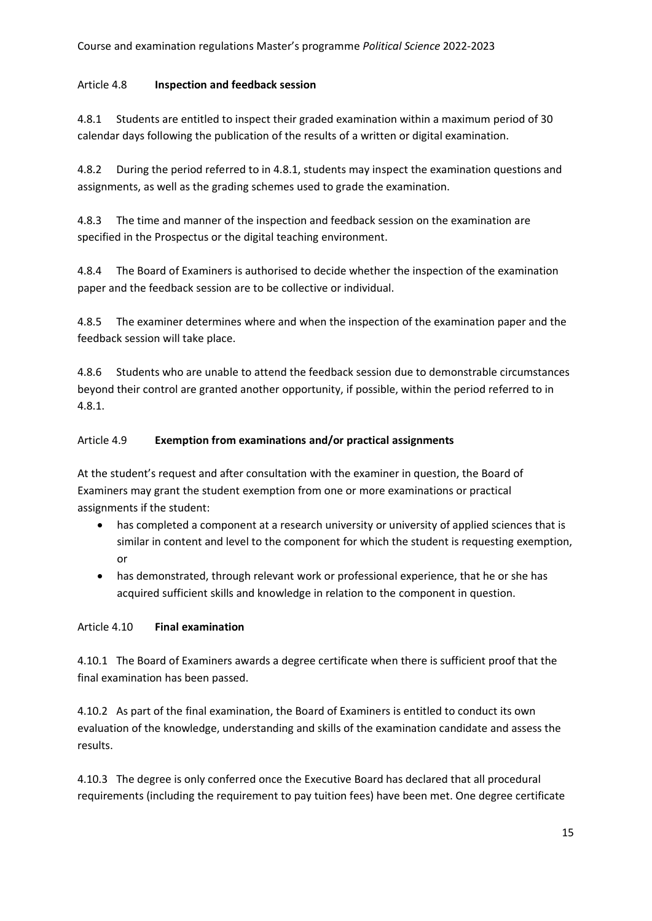### Article 4.8 **Inspection and feedback session**

4.8.1 Students are entitled to inspect their graded examination within a maximum period of 30 calendar days following the publication of the results of a written or digital examination.

4.8.2 During the period referred to in 4.8.1, students may inspect the examination questions and assignments, as well as the grading schemes used to grade the examination.

4.8.3 The time and manner of the inspection and feedback session on the examination are specified in the Prospectus or the digital teaching environment.

4.8.4 The Board of Examiners is authorised to decide whether the inspection of the examination paper and the feedback session are to be collective or individual.

4.8.5 The examiner determines where and when the inspection of the examination paper and the feedback session will take place.

4.8.6 Students who are unable to attend the feedback session due to demonstrable circumstances beyond their control are granted another opportunity, if possible, within the period referred to in 4.8.1.

### Article 4.9 **Exemption from examinations and/or practical assignments**

At the student's request and after consultation with the examiner in question, the Board of Examiners may grant the student exemption from one or more examinations or practical assignments if the student:

- has completed a component at a research university or university of applied sciences that is similar in content and level to the component for which the student is requesting exemption, or
- has demonstrated, through relevant work or professional experience, that he or she has acquired sufficient skills and knowledge in relation to the component in question.

### Article 4.10 **Final examination**

4.10.1 The Board of Examiners awards a degree certificate when there is sufficient proof that the final examination has been passed.

4.10.2 As part of the final examination, the Board of Examiners is entitled to conduct its own evaluation of the knowledge, understanding and skills of the examination candidate and assess the results.

4.10.3 The degree is only conferred once the Executive Board has declared that all procedural requirements (including the requirement to pay tuition fees) have been met. One degree certificate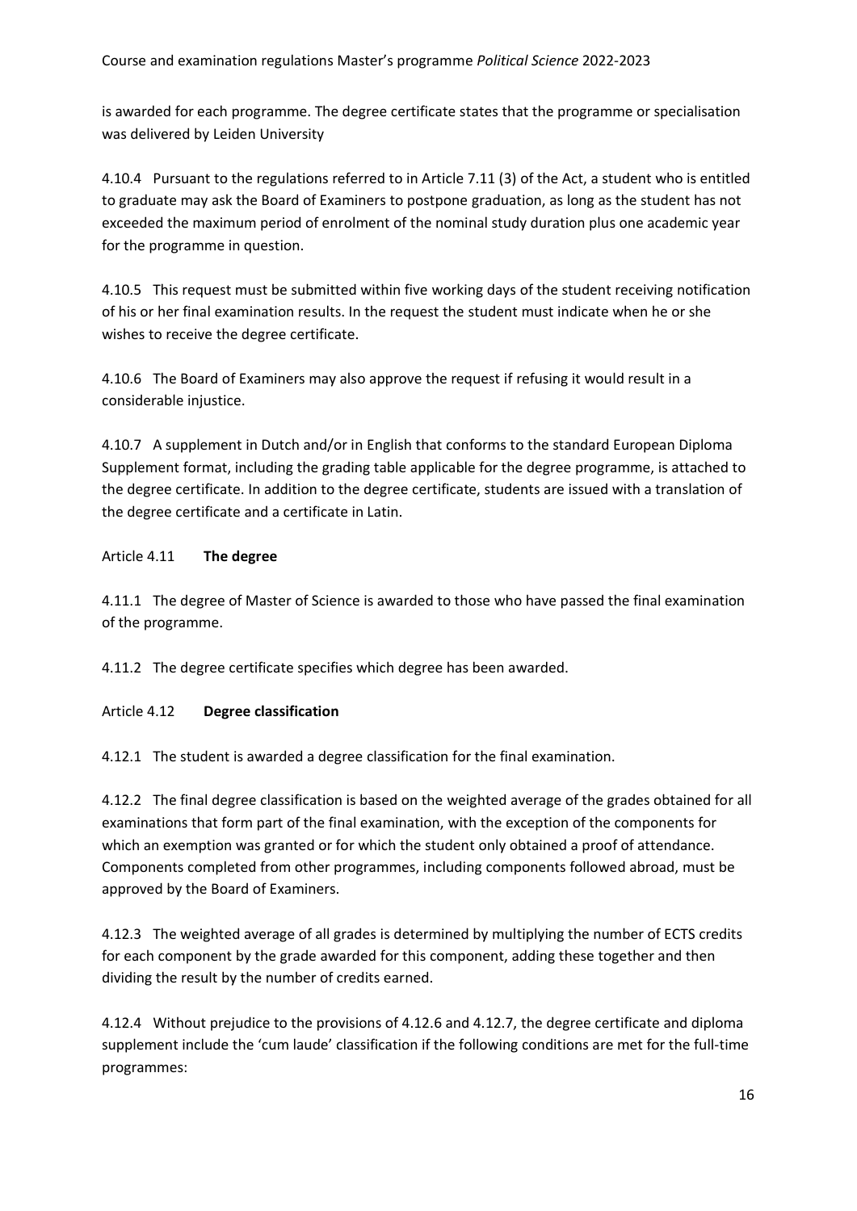is awarded for each programme. The degree certificate states that the programme or specialisation was delivered by Leiden University

4.10.4 Pursuant to the regulations referred to in Article 7.11 (3) of the Act, a student who is entitled to graduate may ask the Board of Examiners to postpone graduation, as long as the student has not exceeded the maximum period of enrolment of the nominal study duration plus one academic year for the programme in question.

4.10.5 This request must be submitted within five working days of the student receiving notification of his or her final examination results. In the request the student must indicate when he or she wishes to receive the degree certificate.

4.10.6 The Board of Examiners may also approve the request if refusing it would result in a considerable injustice.

4.10.7 A supplement in Dutch and/or in English that conforms to the standard European Diploma Supplement format, including the grading table applicable for the degree programme, is attached to the degree certificate. In addition to the degree certificate, students are issued with a translation of the degree certificate and a certificate in Latin.

### Article 4.11 **The degree**

4.11.1 The degree of Master of Science is awarded to those who have passed the final examination of the programme.

4.11.2 The degree certificate specifies which degree has been awarded.

### Article 4.12 **Degree classification**

4.12.1 The student is awarded a degree classification for the final examination.

4.12.2 The final degree classification is based on the weighted average of the grades obtained for all examinations that form part of the final examination, with the exception of the components for which an exemption was granted or for which the student only obtained a proof of attendance. Components completed from other programmes, including components followed abroad, must be approved by the Board of Examiners.

4.12.3 The weighted average of all grades is determined by multiplying the number of ECTS credits for each component by the grade awarded for this component, adding these together and then dividing the result by the number of credits earned.

4.12.4 Without prejudice to the provisions of 4.12.6 and 4.12.7, the degree certificate and diploma supplement include the 'cum laude' classification if the following conditions are met for the full-time programmes: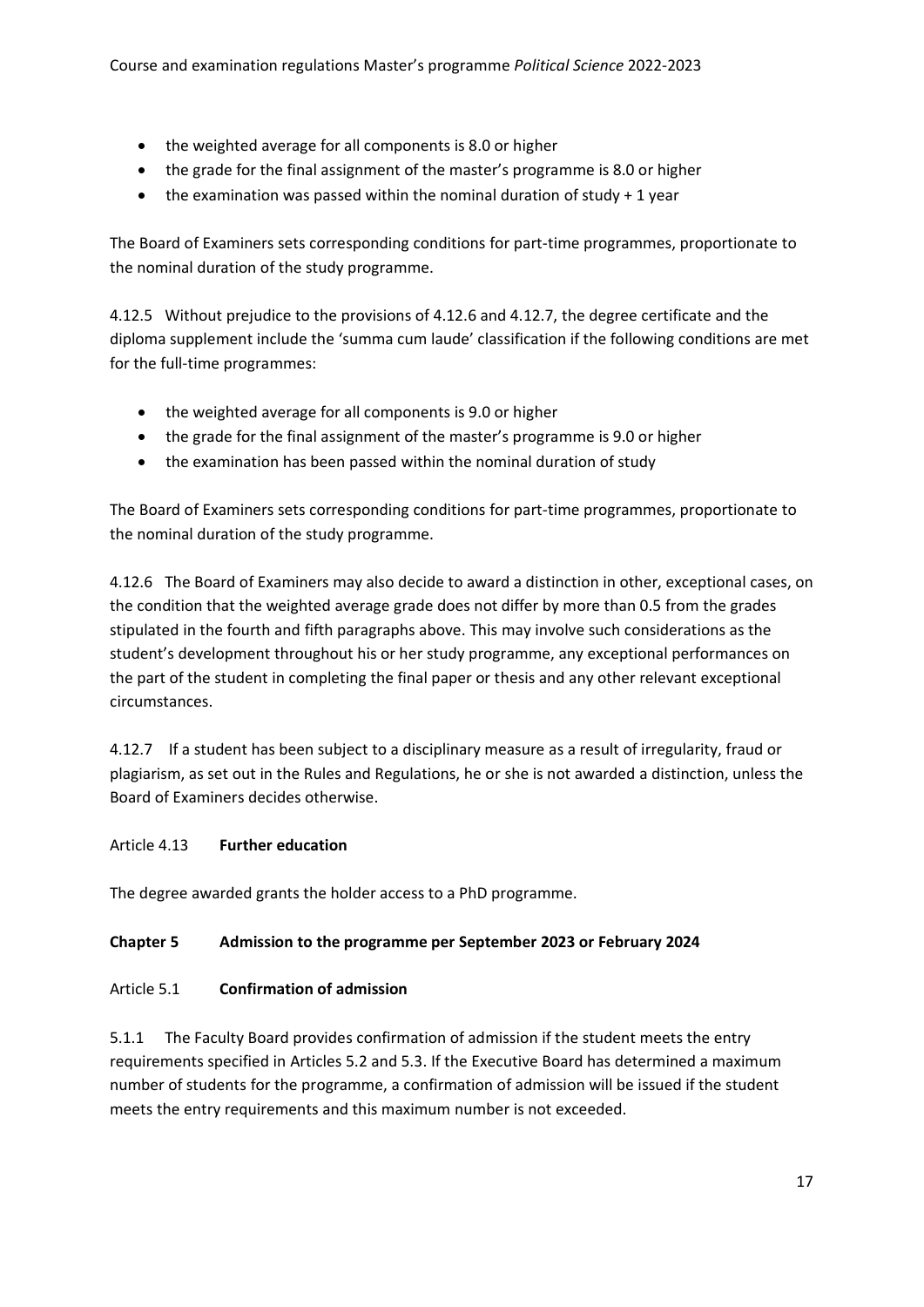- the weighted average for all components is 8.0 or higher
- the grade for the final assignment of the master's programme is 8.0 or higher
- the examination was passed within the nominal duration of study + 1 year

The Board of Examiners sets corresponding conditions for part-time programmes, proportionate to the nominal duration of the study programme.

4.12.5 Without prejudice to the provisions of 4.12.6 and 4.12.7, the degree certificate and the diploma supplement include the 'summa cum laude' classification if the following conditions are met for the full-time programmes:

- the weighted average for all components is 9.0 or higher
- the grade for the final assignment of the master's programme is 9.0 or higher
- the examination has been passed within the nominal duration of study

The Board of Examiners sets corresponding conditions for part-time programmes, proportionate to the nominal duration of the study programme.

4.12.6 The Board of Examiners may also decide to award a distinction in other, exceptional cases, on the condition that the weighted average grade does not differ by more than 0.5 from the grades stipulated in the fourth and fifth paragraphs above. This may involve such considerations as the student's development throughout his or her study programme, any exceptional performances on the part of the student in completing the final paper or thesis and any other relevant exceptional circumstances.

4.12.7 If a student has been subject to a disciplinary measure as a result of irregularity, fraud or plagiarism, as set out in the Rules and Regulations, he or she is not awarded a distinction, unless the Board of Examiners decides otherwise.

### Article 4.13 **Further education**

The degree awarded grants the holder access to a PhD programme.

## Chapter 5 Admission to the programme per September 2023 or February 2024

### Article 5.1 **Confirmation of admission**

5.1.1 The Faculty Board provides confirmation of admission if the student meets the entry requirements specified in Articles 5.2 and 5.3. If the Executive Board has determined a maximum number of students for the programme, a confirmation of admission will be issued if the student meets the entry requirements and this maximum number is not exceeded.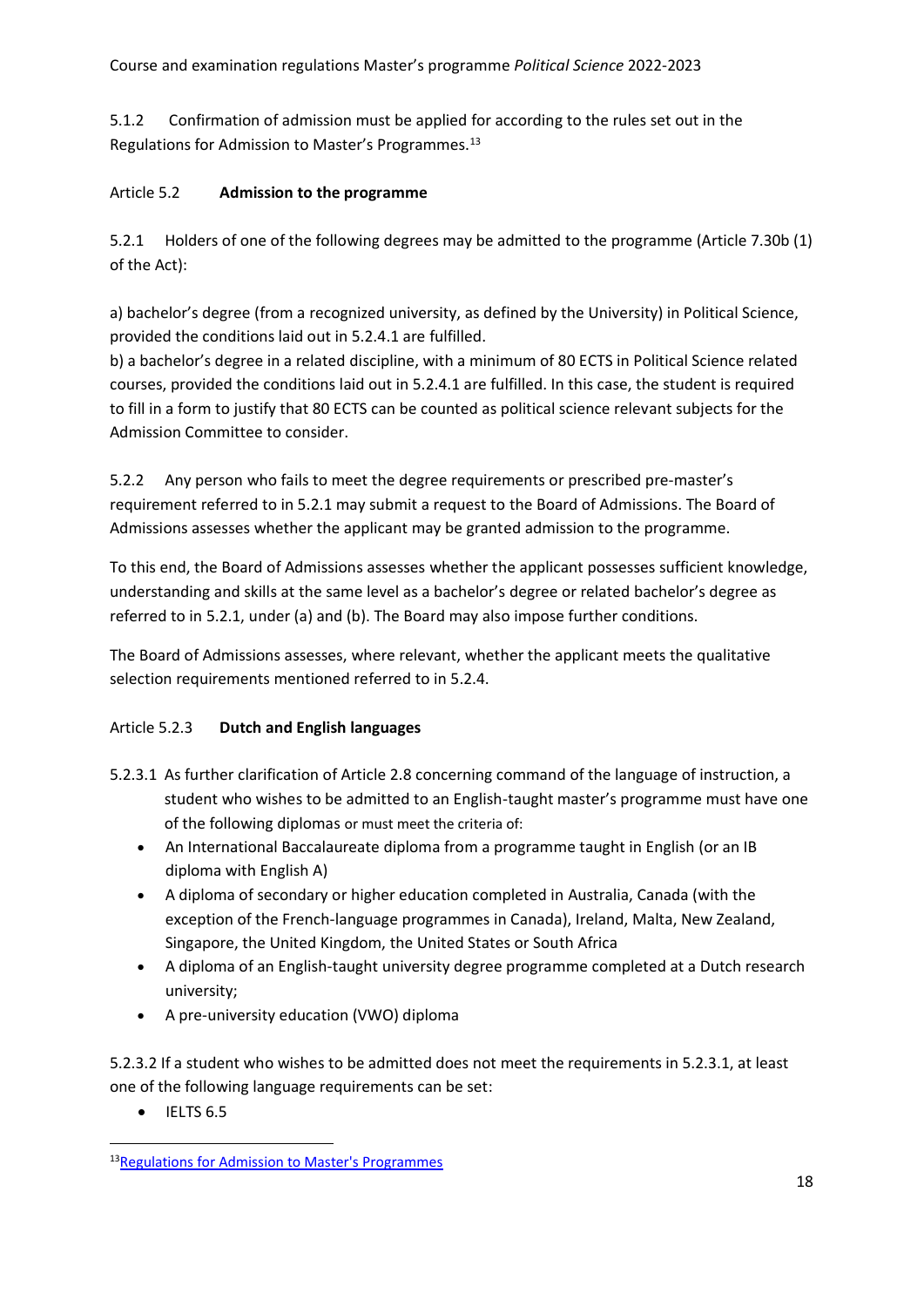5.1.2 Confirmation of admission must be applied for according to the rules set out in the Regulations for Admission to Master's Programmes.[13]

Article 5.2 **Admission to the programme**

5.2.1 Holders of one of the following degrees may be admitted to the programme (Article 7.30b (1) of the Act):

a) bachelor's degree (from a recognized university, as defined by the University) in Political Science, provided the conditions laid out in 5.2.4.1 are fulfilled.
b) a bachelor's degree in a related discipline, with a minimum of 80 ECTS in Political Science related courses, provided the conditions laid out in 5.2.4.1 are fulfilled. In this case, the student is required to fill in a form to justify that 80 ECTS can be counted as political science relevant subjects for the Admission Committee to consider.

5.2.2 Any person who fails to meet the degree requirements or prescribed pre-master's requirement referred to in 5.2.1 may submit a request to the Board of Admissions. The Board of Admissions assesses whether the applicant may be granted admission to the programme.

To this end, the Board of Admissions assesses whether the applicant possesses sufficient knowledge, understanding and skills at the same level as a bachelor's degree or related bachelor's degree as referred to in 5.2.1, under (a) and (b). The Board may also impose further conditions.

The Board of Admissions assesses, where relevant, whether the applicant meets the qualitative selection requirements mentioned referred to in 5.2.4.

Article 5.2.3 **Dutch and English languages**

5.2.3.1 As further clarification of Article 2.8 concerning command of the language of instruction, a student who wishes to be admitted to an English-taught master's programme must have one of the following diplomas or must meet the criteria of:

- An International Baccalaureate diploma from a programme taught in English (or an IB diploma with English A)
- A diploma of secondary or higher education completed in Australia, Canada (with the exception of the French-language programmes in Canada), Ireland, Malta, New Zealand, Singapore, the United Kingdom, the United States or South Africa
- A diploma of an English-taught university degree programme completed at a Dutch research university;
- A pre-university education (VWO) diploma

5.2.3.2 If a student who wishes to be admitted does not meet the requirements in 5.2.3.1, at least one of the following language requirements can be set:

- IELTS 6.5

[13] Regulations for Admission to Master's Programmes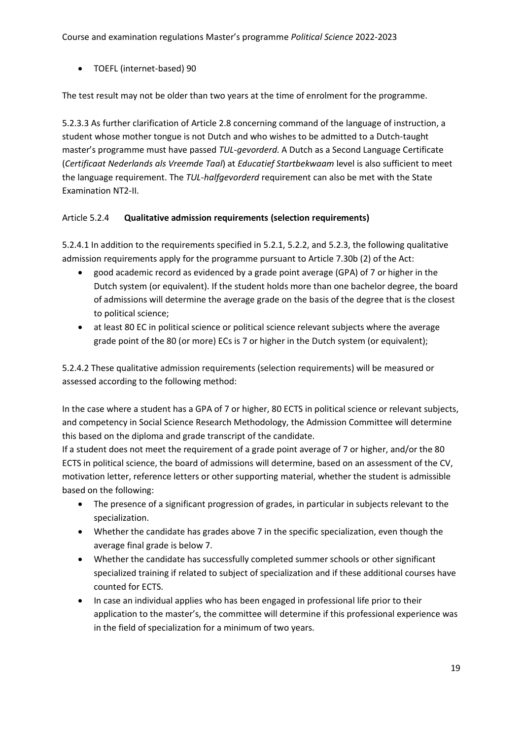- TOEFL (internet-based) 90

The test result may not be older than two years at the time of enrolment for the programme.

5.2.3.3 As further clarification of Article 2.8 concerning command of the language of instruction, a student whose mother tongue is not Dutch and who wishes to be admitted to a Dutch-taught master's programme must have passed *TUL-gevorderd*. A Dutch as a Second Language Certificate (*Certificaat Nederlands als Vreemde Taal*) at *Educatief Startbekwaam* level is also sufficient to meet the language requirement. The *TUL-halfgevorderd* requirement can also be met with the State Examination NT2-II.

### Article 5.2.4 **Qualitative admission requirements (selection requirements)**

5.2.4.1 In addition to the requirements specified in 5.2.1, 5.2.2, and 5.2.3, the following qualitative admission requirements apply for the programme pursuant to Article 7.30b (2) of the Act:

- good academic record as evidenced by a grade point average (GPA) of 7 or higher in the Dutch system (or equivalent). If the student holds more than one bachelor degree, the board of admissions will determine the average grade on the basis of the degree that is the closest to political science;
- at least 80 EC in political science or political science relevant subjects where the average grade point of the 80 (or more) ECs is 7 or higher in the Dutch system (or equivalent);

5.2.4.2 These qualitative admission requirements (selection requirements) will be measured or assessed according to the following method:

In the case where a student has a GPA of 7 or higher, 80 ECTS in political science or relevant subjects, and competency in Social Science Research Methodology, the Admission Committee will determine this based on the diploma and grade transcript of the candidate.
If a student does not meet the requirement of a grade point average of 7 or higher, and/or the 80 ECTS in political science, the board of admissions will determine, based on an assessment of the CV, motivation letter, reference letters or other supporting material, whether the student is admissible based on the following:

- The presence of a significant progression of grades, in particular in subjects relevant to the specialization.
- Whether the candidate has grades above 7 in the specific specialization, even though the average final grade is below 7.
- Whether the candidate has successfully completed summer schools or other significant specialized training if related to subject of specialization and if these additional courses have counted for ECTS.
- In case an individual applies who has been engaged in professional life prior to their application to the master's, the committee will determine if this professional experience was in the field of specialization for a minimum of two years.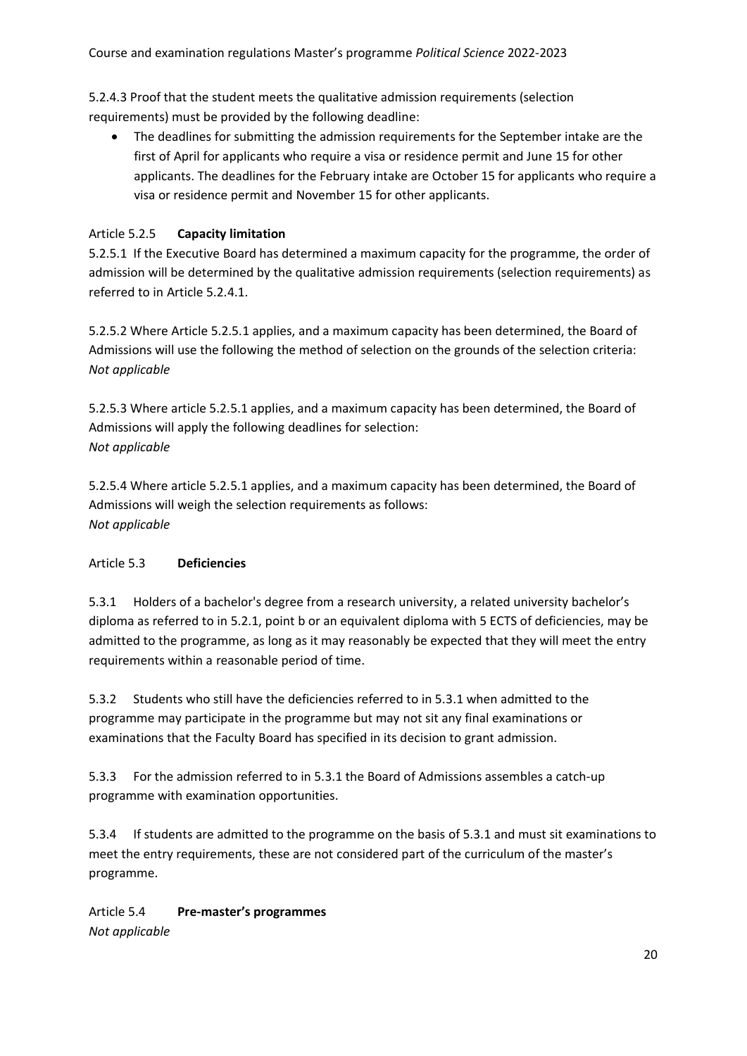5.2.4.3 Proof that the student meets the qualitative admission requirements (selection requirements) must be provided by the following deadline:

- The deadlines for submitting the admission requirements for the September intake are the first of April for applicants who require a visa or residence permit and June 15 for other applicants. The deadlines for the February intake are October 15 for applicants who require a visa or residence permit and November 15 for other applicants.

### Article 5.2.5 **Capacity limitation**

5.2.5.1 If the Executive Board has determined a maximum capacity for the programme, the order of admission will be determined by the qualitative admission requirements (selection requirements) as referred to in Article 5.2.4.1.

5.2.5.2 Where Article 5.2.5.1 applies, and a maximum capacity has been determined, the Board of Admissions will use the following the method of selection on the grounds of the selection criteria:
*Not applicable*

5.2.5.3 Where article 5.2.5.1 applies, and a maximum capacity has been determined, the Board of Admissions will apply the following deadlines for selection:
*Not applicable*

5.2.5.4 Where article 5.2.5.1 applies, and a maximum capacity has been determined, the Board of Admissions will weigh the selection requirements as follows:
*Not applicable*

### Article 5.3 **Deficiencies**

5.3.1 Holders of a bachelor's degree from a research university, a related university bachelor's diploma as referred to in 5.2.1, point b or an equivalent diploma with 5 ECTS of deficiencies, may be admitted to the programme, as long as it may reasonably be expected that they will meet the entry requirements within a reasonable period of time.

5.3.2 Students who still have the deficiencies referred to in 5.3.1 when admitted to the programme may participate in the programme but may not sit any final examinations or examinations that the Faculty Board has specified in its decision to grant admission.

5.3.3 For the admission referred to in 5.3.1 the Board of Admissions assembles a catch-up programme with examination opportunities.

5.3.4 If students are admitted to the programme on the basis of 5.3.1 and must sit examinations to meet the entry requirements, these are not considered part of the curriculum of the master's programme.

### Article 5.4 **Pre-master's programmes**

*Not applicable*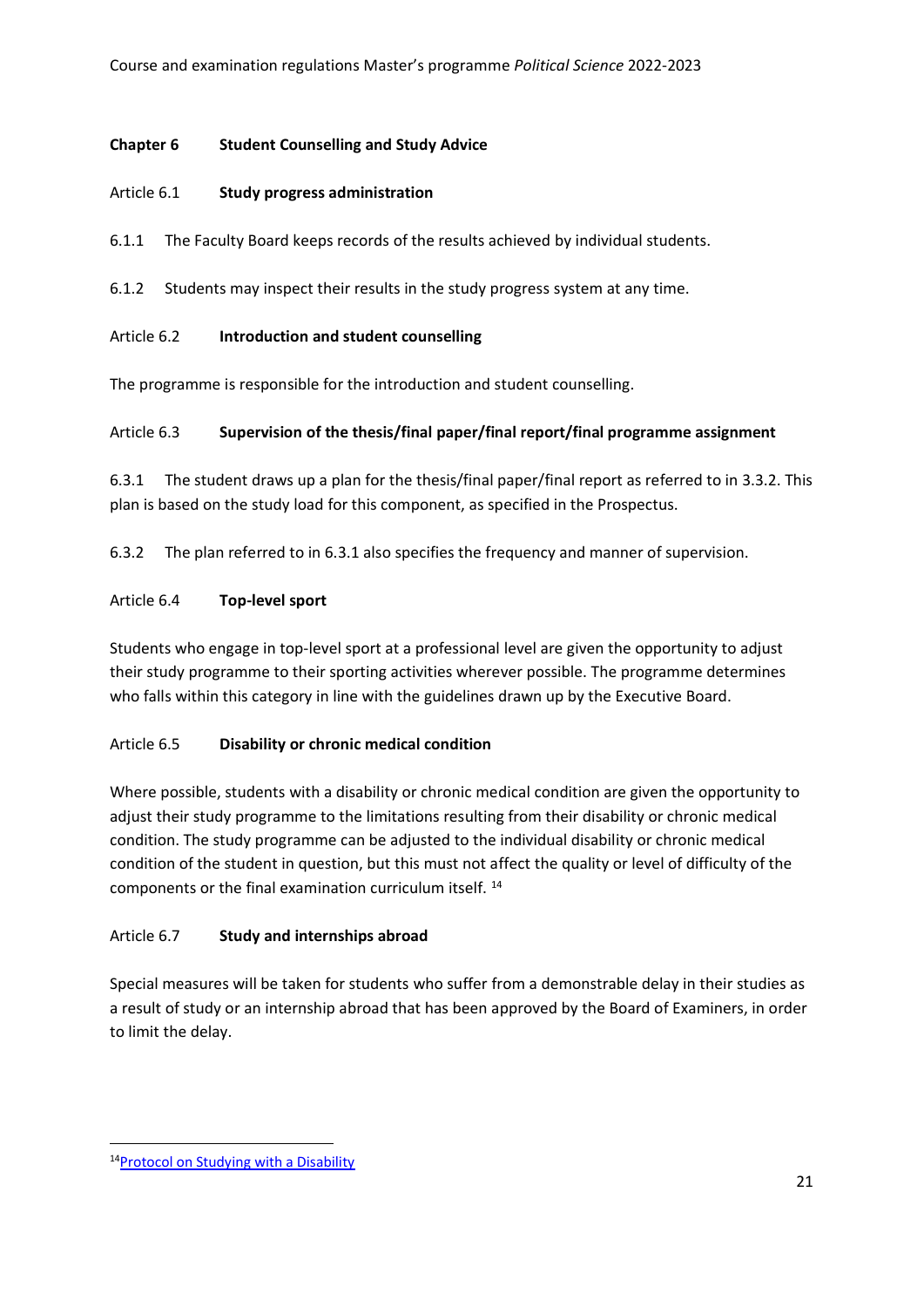## Chapter 6 Student Counselling and Study Advice

### Article 6.1 Study progress administration

6.1.1 The Faculty Board keeps records of the results achieved by individual students.

6.1.2 Students may inspect their results in the study progress system at any time.

### Article 6.2 Introduction and student counselling

The programme is responsible for the introduction and student counselling.

### Article 6.3 Supervision of the thesis/final paper/final report/final programme assignment

6.3.1 The student draws up a plan for the thesis/final paper/final report as referred to in 3.3.2. This plan is based on the study load for this component, as specified in the Prospectus.

6.3.2 The plan referred to in 6.3.1 also specifies the frequency and manner of supervision.

### Article 6.4 Top-level sport

Students who engage in top-level sport at a professional level are given the opportunity to adjust their study programme to their sporting activities wherever possible. The programme determines who falls within this category in line with the guidelines drawn up by the Executive Board.

### Article 6.5 Disability or chronic medical condition

Where possible, students with a disability or chronic medical condition are given the opportunity to adjust their study programme to the limitations resulting from their disability or chronic medical condition. The study programme can be adjusted to the individual disability or chronic medical condition of the student in question, but this must not affect the quality or level of difficulty of the components or the final examination curriculum itself. [14]

### Article 6.7 Study and internships abroad

Special measures will be taken for students who suffer from a demonstrable delay in their studies as a result of study or an internship abroad that has been approved by the Board of Examiners, in order to limit the delay.

---

[14] Protocol on Studying with a Disability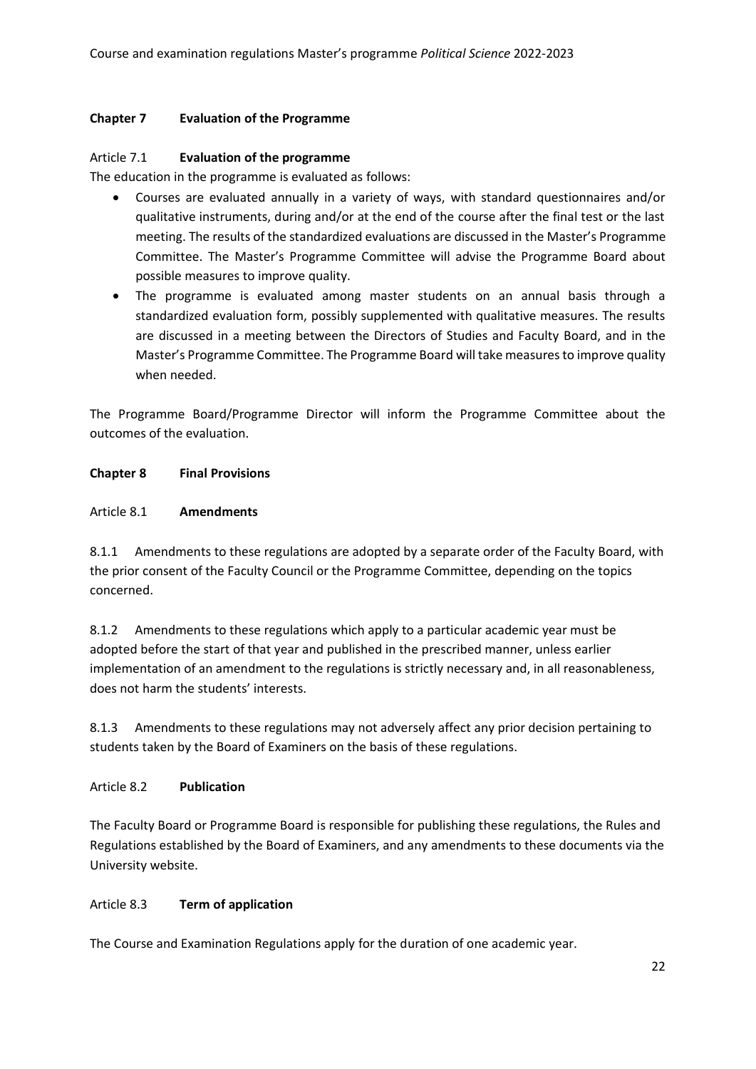## Chapter 7 Evaluation of the Programme

### Article 7.1 Evaluation of the programme

The education in the programme is evaluated as follows:

- Courses are evaluated annually in a variety of ways, with standard questionnaires and/or qualitative instruments, during and/or at the end of the course after the final test or the last meeting. The results of the standardized evaluations are discussed in the Master's Programme Committee. The Master's Programme Committee will advise the Programme Board about possible measures to improve quality.
- The programme is evaluated among master students on an annual basis through a standardized evaluation form, possibly supplemented with qualitative measures. The results are discussed in a meeting between the Directors of Studies and Faculty Board, and in the Master's Programme Committee. The Programme Board will take measures to improve quality when needed.

The Programme Board/Programme Director will inform the Programme Committee about the outcomes of the evaluation.

## Chapter 8 Final Provisions

### Article 8.1 Amendments

8.1.1 Amendments to these regulations are adopted by a separate order of the Faculty Board, with the prior consent of the Faculty Council or the Programme Committee, depending on the topics concerned.

8.1.2 Amendments to these regulations which apply to a particular academic year must be adopted before the start of that year and published in the prescribed manner, unless earlier implementation of an amendment to the regulations is strictly necessary and, in all reasonableness, does not harm the students' interests.

8.1.3 Amendments to these regulations may not adversely affect any prior decision pertaining to students taken by the Board of Examiners on the basis of these regulations.

### Article 8.2 Publication

The Faculty Board or Programme Board is responsible for publishing these regulations, the Rules and Regulations established by the Board of Examiners, and any amendments to these documents via the University website.

### Article 8.3 Term of application

The Course and Examination Regulations apply for the duration of one academic year.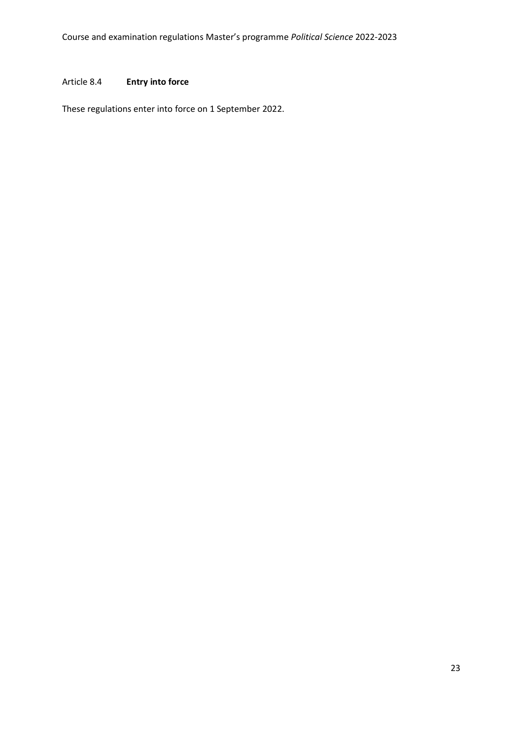Article 8.4 **Entry into force**

These regulations enter into force on 1 September 2022.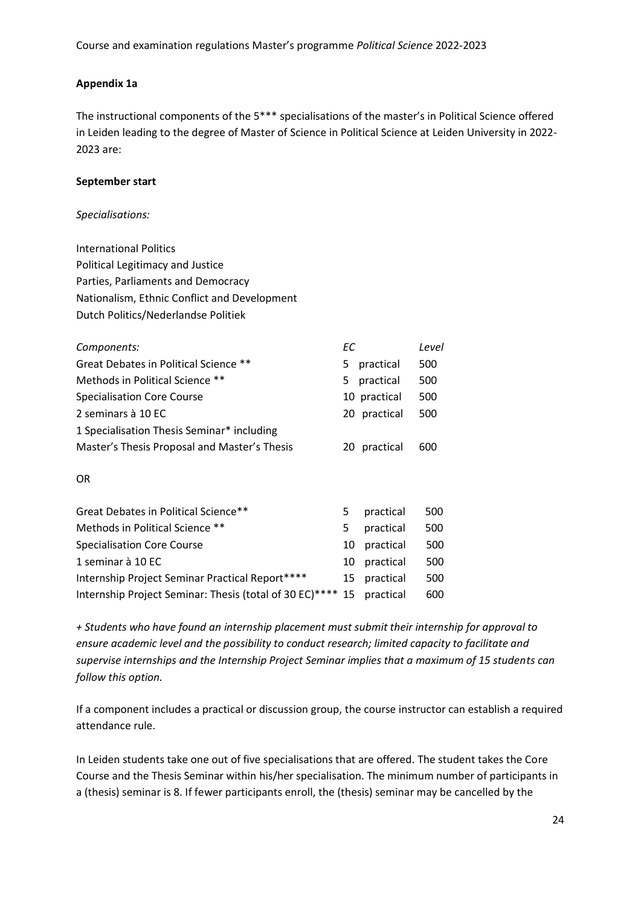**Appendix 1a**

The instructional components of the 5*** specialisations of the master's in Political Science offered in Leiden leading to the degree of Master of Science in Political Science at Leiden University in 2022-2023 are:

**September start**

*Specialisations:*

International Politics
Political Legitimacy and Justice
Parties, Parliaments and Democracy
Nationalism, Ethnic Conflict and Development
Dutch Politics/Nederlandse Politiek

| *Components:* | *EC* | | *Level* |
|---|---|---|---|
| Great Debates in Political Science ** | 5 | practical | 500 |
| Methods in Political Science ** | 5 | practical | 500 |
| Specialisation Core Course | 10 | practical | 500 |
| 2 seminars à 10 EC | 20 | practical | 500 |
| 1 Specialisation Thesis Seminar* including Master's Thesis Proposal and Master's Thesis | 20 | practical | 600 |

OR

| | | | |
|---|---|---|---|
| Great Debates in Political Science** | 5 | practical | 500 |
| Methods in Political Science ** | 5 | practical | 500 |
| Specialisation Core Course | 10 | practical | 500 |
| 1 seminar à 10 EC | 10 | practical | 500 |
| Internship Project Seminar Practical Report**** | 15 | practical | 500 |
| Internship Project Seminar: Thesis (total of 30 EC)**** | 15 | practical | 600 |

*+ Students who have found an internship placement must submit their internship for approval to ensure academic level and the possibility to conduct research; limited capacity to facilitate and supervise internships and the Internship Project Seminar implies that a maximum of 15 students can follow this option.*

If a component includes a practical or discussion group, the course instructor can establish a required attendance rule.

In Leiden students take one out of five specialisations that are offered. The student takes the Core Course and the Thesis Seminar within his/her specialisation. The minimum number of participants in a (thesis) seminar is 8. If fewer participants enroll, the (thesis) seminar may be cancelled by the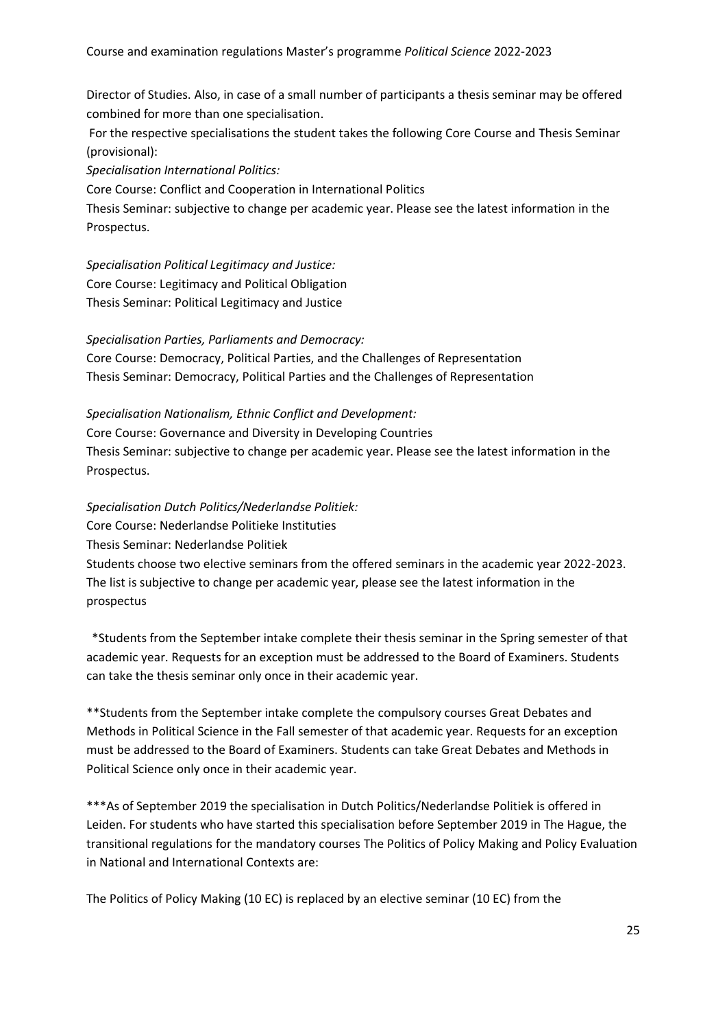Director of Studies. Also, in case of a small number of participants a thesis seminar may be offered combined for more than one specialisation.

For the respective specialisations the student takes the following Core Course and Thesis Seminar (provisional):

*Specialisation International Politics:*

Core Course: Conflict and Cooperation in International Politics

Thesis Seminar: subjective to change per academic year. Please see the latest information in the Prospectus.

*Specialisation Political Legitimacy and Justice:*

Core Course: Legitimacy and Political Obligation

Thesis Seminar: Political Legitimacy and Justice

*Specialisation Parties, Parliaments and Democracy:*

Core Course: Democracy, Political Parties, and the Challenges of Representation

Thesis Seminar: Democracy, Political Parties and the Challenges of Representation

*Specialisation Nationalism, Ethnic Conflict and Development:*

Core Course: Governance and Diversity in Developing Countries

Thesis Seminar: subjective to change per academic year. Please see the latest information in the Prospectus.

*Specialisation Dutch Politics/Nederlandse Politiek:*

Core Course: Nederlandse Politieke Instituties

Thesis Seminar: Nederlandse Politiek

Students choose two elective seminars from the offered seminars in the academic year 2022-2023. The list is subjective to change per academic year, please see the latest information in the prospectus

*Students from the September intake complete their thesis seminar in the Spring semester of that academic year. Requests for an exception must be addressed to the Board of Examiners. Students can take the thesis seminar only once in their academic year.

**Students from the September intake complete the compulsory courses Great Debates and Methods in Political Science in the Fall semester of that academic year. Requests for an exception must be addressed to the Board of Examiners. Students can take Great Debates and Methods in Political Science only once in their academic year.

***As of September 2019 the specialisation in Dutch Politics/Nederlandse Politiek is offered in Leiden. For students who have started this specialisation before September 2019 in The Hague, the transitional regulations for the mandatory courses The Politics of Policy Making and Policy Evaluation in National and International Contexts are:

The Politics of Policy Making (10 EC) is replaced by an elective seminar (10 EC) from the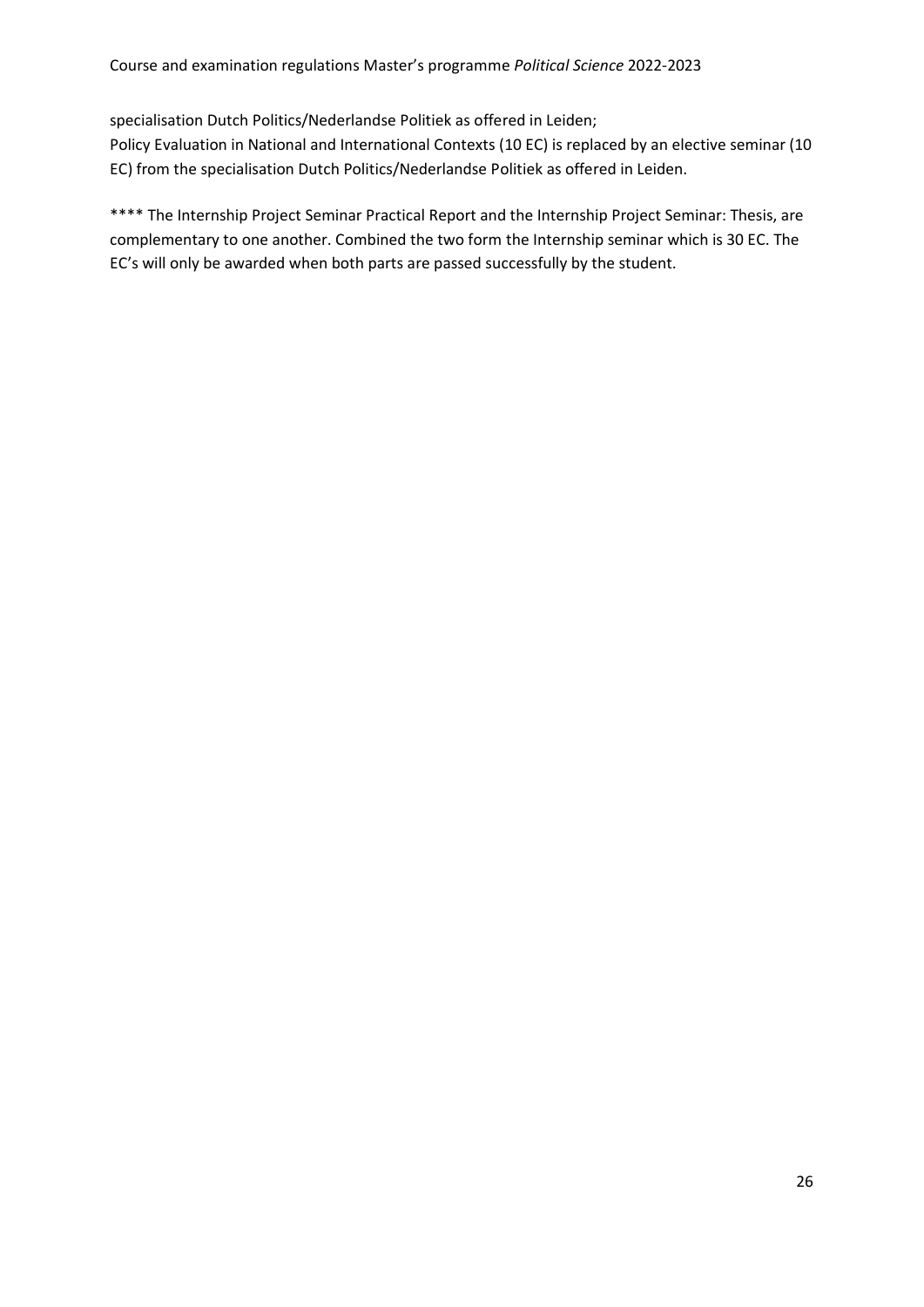specialisation Dutch Politics/Nederlandse Politiek as offered in Leiden;
Policy Evaluation in National and International Contexts (10 EC) is replaced by an elective seminar (10 EC) from the specialisation Dutch Politics/Nederlandse Politiek as offered in Leiden.

**** The Internship Project Seminar Practical Report and the Internship Project Seminar: Thesis, are complementary to one another. Combined the two form the Internship seminar which is 30 EC. The EC's will only be awarded when both parts are passed successfully by the student.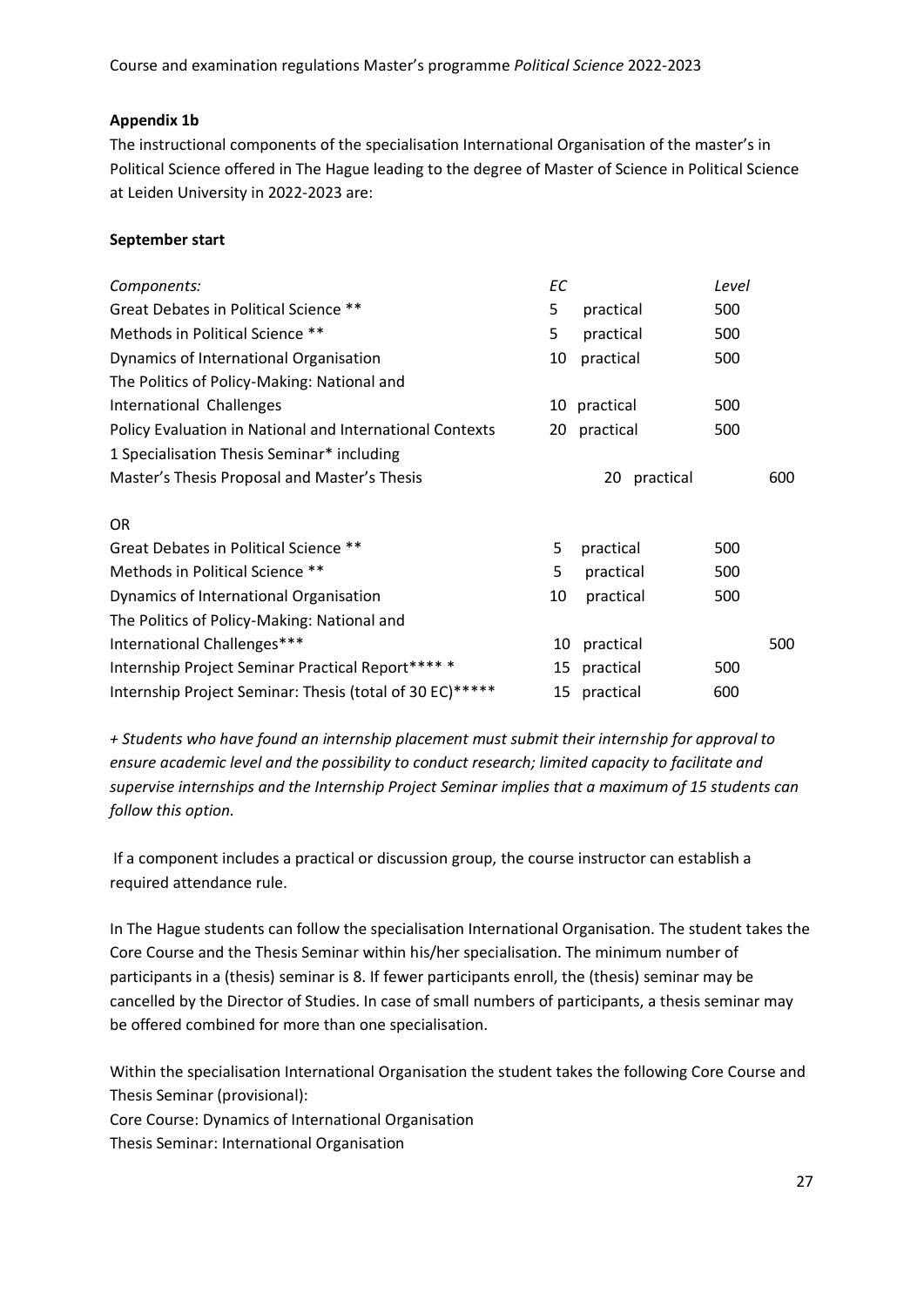### Appendix 1b

The instructional components of the specialisation International Organisation of the master's in Political Science offered in The Hague leading to the degree of Master of Science in Political Science at Leiden University in 2022-2023 are:

**September start**

| *Components:* | *EC* | | *Level* |
|---|---|---|---|
| Great Debates in Political Science ** | 5 | practical | 500 |
| Methods in Political Science ** | 5 | practical | 500 |
| Dynamics of International Organisation | 10 | practical | 500 |
| The Politics of Policy-Making: National and International Challenges | 10 | practical | 500 |
| Policy Evaluation in National and International Contexts | 20 | practical | 500 |
| 1 Specialisation Thesis Seminar* including Master's Thesis Proposal and Master's Thesis | 20 | practical | 600 |

OR

| | | | |
|---|---|---|---|
| Great Debates in Political Science ** | 5 | practical | 500 |
| Methods in Political Science ** | 5 | practical | 500 |
| Dynamics of International Organisation | 10 | practical | 500 |
| The Politics of Policy-Making: National and International Challenges*** | 10 | practical | 500 |
| Internship Project Seminar Practical Report**** * | 15 | practical | 500 |
| Internship Project Seminar: Thesis (total of 30 EC)***** | 15 | practical | 600 |

*+ Students who have found an internship placement must submit their internship for approval to ensure academic level and the possibility to conduct research; limited capacity to facilitate and supervise internships and the Internship Project Seminar implies that a maximum of 15 students can follow this option.*

If a component includes a practical or discussion group, the course instructor can establish a required attendance rule.

In The Hague students can follow the specialisation International Organisation. The student takes the Core Course and the Thesis Seminar within his/her specialisation. The minimum number of participants in a (thesis) seminar is 8. If fewer participants enroll, the (thesis) seminar may be cancelled by the Director of Studies. In case of small numbers of participants, a thesis seminar may be offered combined for more than one specialisation.

Within the specialisation International Organisation the student takes the following Core Course and Thesis Seminar (provisional):
Core Course: Dynamics of International Organisation
Thesis Seminar: International Organisation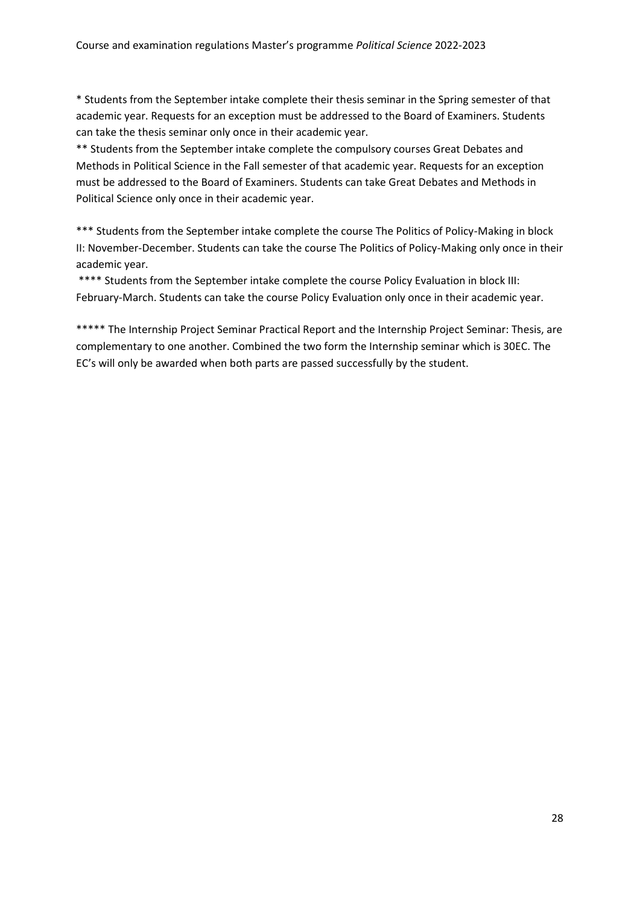* Students from the September intake complete their thesis seminar in the Spring semester of that academic year. Requests for an exception must be addressed to the Board of Examiners. Students can take the thesis seminar only once in their academic year.

** Students from the September intake complete the compulsory courses Great Debates and Methods in Political Science in the Fall semester of that academic year. Requests for an exception must be addressed to the Board of Examiners. Students can take Great Debates and Methods in Political Science only once in their academic year.

*** Students from the September intake complete the course The Politics of Policy-Making in block II: November-December. Students can take the course The Politics of Policy-Making only once in their academic year.

**** Students from the September intake complete the course Policy Evaluation in block III: February-March. Students can take the course Policy Evaluation only once in their academic year.

***** The Internship Project Seminar Practical Report and the Internship Project Seminar: Thesis, are complementary to one another. Combined the two form the Internship seminar which is 30EC. The EC's will only be awarded when both parts are passed successfully by the student.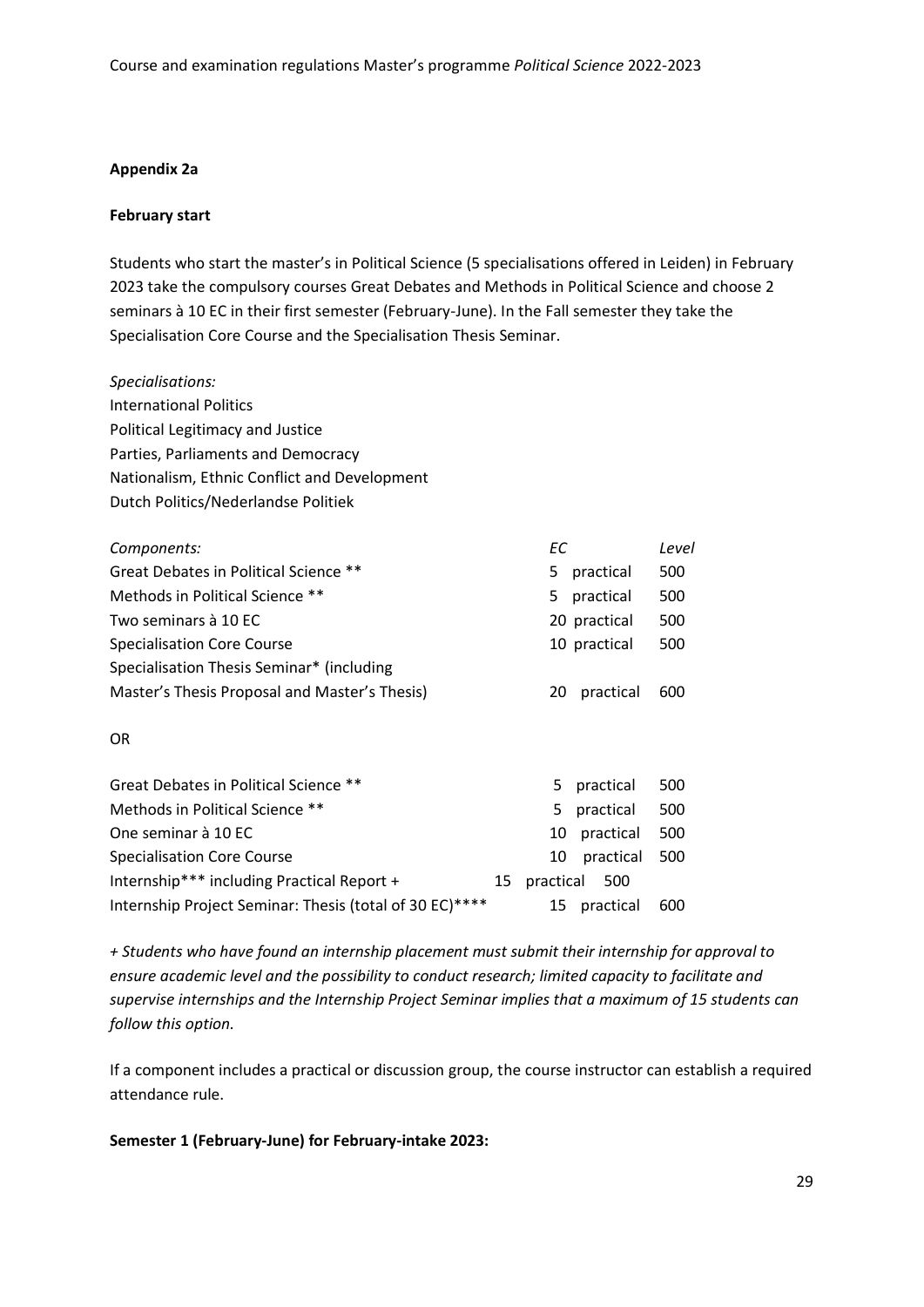**Appendix 2a**

**February start**

Students who start the master's in Political Science (5 specialisations offered in Leiden) in February 2023 take the compulsory courses Great Debates and Methods in Political Science and choose 2 seminars à 10 EC in their first semester (February-June). In the Fall semester they take the Specialisation Core Course and the Specialisation Thesis Seminar.

*Specialisations:*
International Politics
Political Legitimacy and Justice
Parties, Parliaments and Democracy
Nationalism, Ethnic Conflict and Development
Dutch Politics/Nederlandse Politiek

| *Components:* | *EC* | *Level* |
|---|---|---|
| Great Debates in Political Science ** | 5 practical | 500 |
| Methods in Political Science ** | 5 practical | 500 |
| Two seminars à 10 EC | 20 practical | 500 |
| Specialisation Core Course | 10 practical | 500 |
| Specialisation Thesis Seminar* (including Master's Thesis Proposal and Master's Thesis) | 20 practical | 600 |

OR

| | | |
|---|---|---|
| Great Debates in Political Science ** | 5 practical | 500 |
| Methods in Political Science ** | 5 practical | 500 |
| One seminar à 10 EC | 10 practical | 500 |
| Specialisation Core Course | 10 practical | 500 |
| Internship*** including Practical Report + | 15 practical | 500 |
| Internship Project Seminar: Thesis (total of 30 EC)**** | 15 practical | 600 |

*+ Students who have found an internship placement must submit their internship for approval to ensure academic level and the possibility to conduct research; limited capacity to facilitate and supervise internships and the Internship Project Seminar implies that a maximum of 15 students can follow this option.*

If a component includes a practical or discussion group, the course instructor can establish a required attendance rule.

**Semester 1 (February-June) for February-intake 2023:**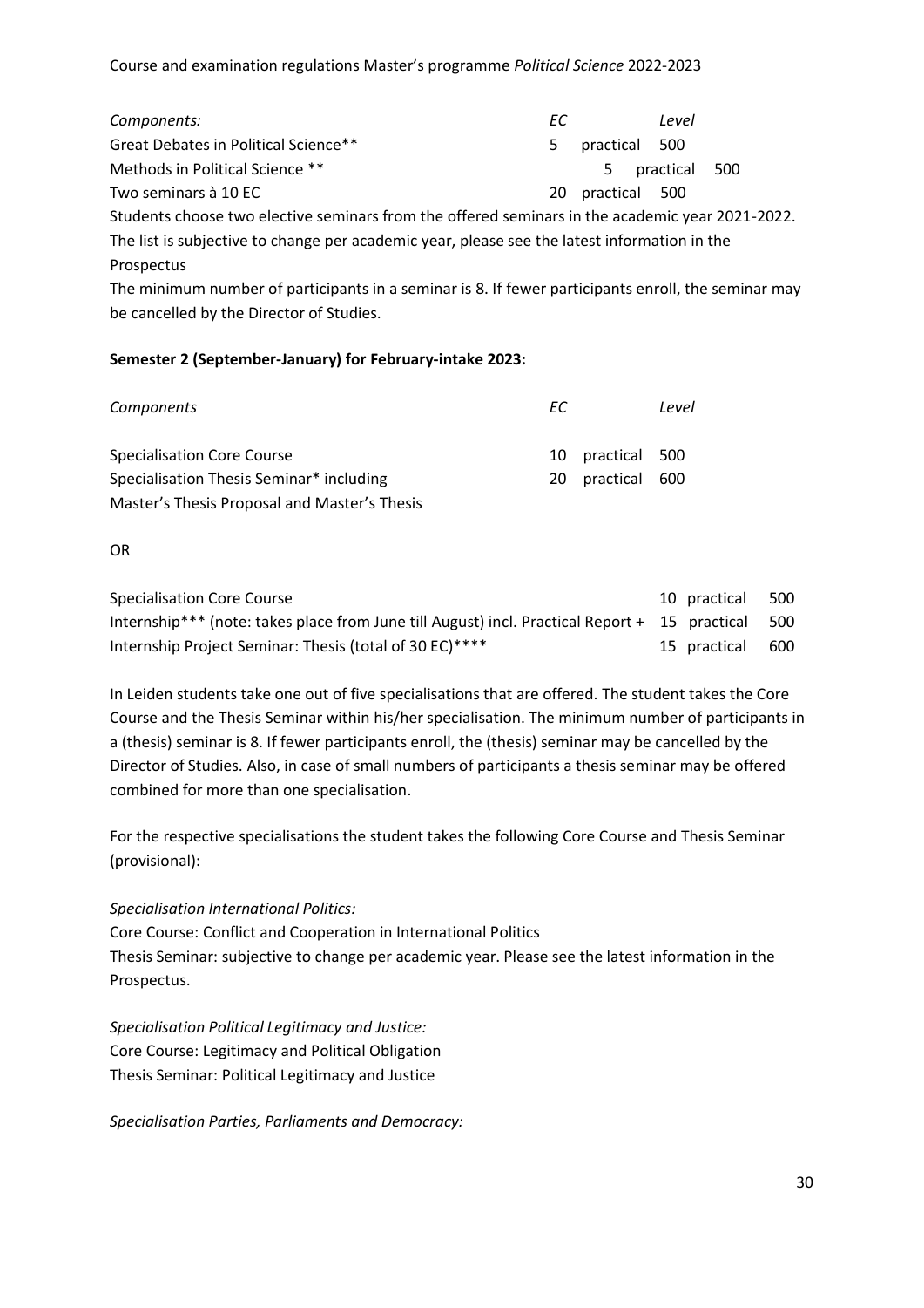| *Components:* | *EC* | | *Level* |
|---|---|---|---|
| Great Debates in Political Science** | 5 | practical | 500 |
| Methods in Political Science ** | 5 | practical | 500 |
| Two seminars à 10 EC | 20 | practical | 500 |

Students choose two elective seminars from the offered seminars in the academic year 2021-2022. The list is subjective to change per academic year, please see the latest information in the Prospectus

The minimum number of participants in a seminar is 8. If fewer participants enroll, the seminar may be cancelled by the Director of Studies.

**Semester 2 (September-January) for February-intake 2023:**

| *Components* | *EC* | | *Level* |
|---|---|---|---|
| Specialisation Core Course | 10 | practical | 500 |
| Specialisation Thesis Seminar* including Master's Thesis Proposal and Master's Thesis | 20 | practical | 600 |

OR

| | | | |
|---|---|---|---|
| Specialisation Core Course | 10 | practical | 500 |
| Internship*** (note: takes place from June till August) incl. Practical Report + | 15 | practical | 500 |
| Internship Project Seminar: Thesis (total of 30 EC)**** | 15 | practical | 600 |

In Leiden students take one out of five specialisations that are offered. The student takes the Core Course and the Thesis Seminar within his/her specialisation. The minimum number of participants in a (thesis) seminar is 8. If fewer participants enroll, the (thesis) seminar may be cancelled by the Director of Studies. Also, in case of small numbers of participants a thesis seminar may be offered combined for more than one specialisation.

For the respective specialisations the student takes the following Core Course and Thesis Seminar (provisional):

*Specialisation International Politics:*
Core Course: Conflict and Cooperation in International Politics
Thesis Seminar: subjective to change per academic year. Please see the latest information in the Prospectus.

*Specialisation Political Legitimacy and Justice:*
Core Course: Legitimacy and Political Obligation
Thesis Seminar: Political Legitimacy and Justice

*Specialisation Parties, Parliaments and Democracy:*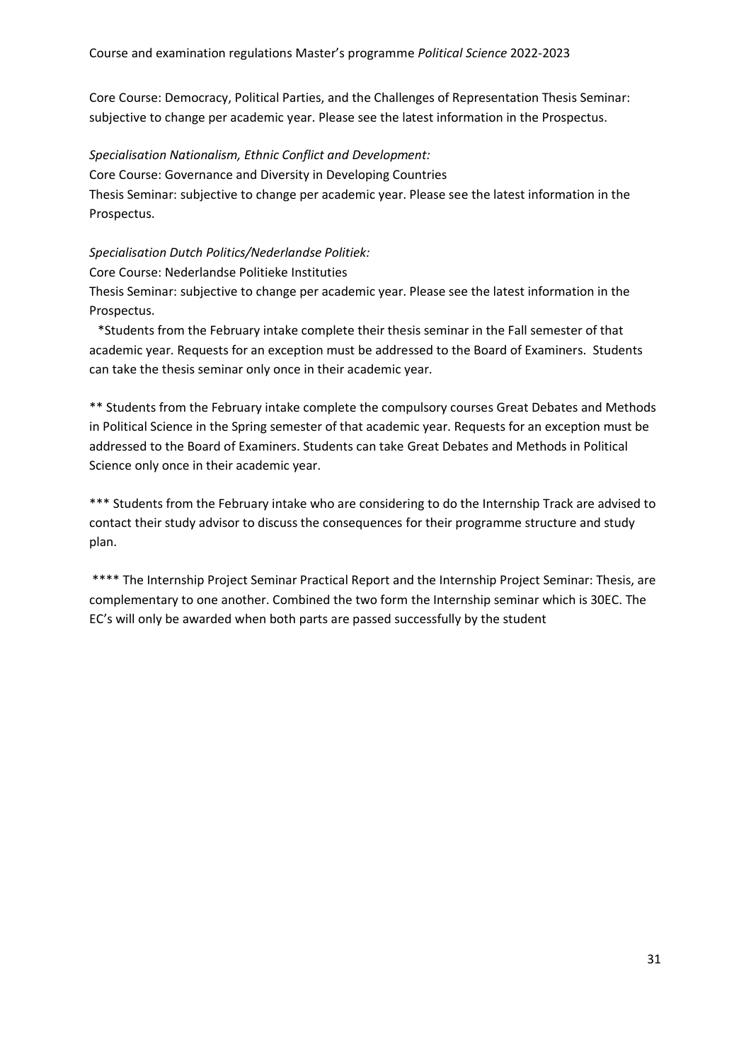Core Course: Democracy, Political Parties, and the Challenges of Representation Thesis Seminar: subjective to change per academic year. Please see the latest information in the Prospectus.

*Specialisation Nationalism, Ethnic Conflict and Development:*

Core Course: Governance and Diversity in Developing Countries

Thesis Seminar: subjective to change per academic year. Please see the latest information in the Prospectus.

*Specialisation Dutch Politics/Nederlandse Politiek:*

Core Course: Nederlandse Politieke Instituties

Thesis Seminar: subjective to change per academic year. Please see the latest information in the Prospectus.

*Students from the February intake complete their thesis seminar in the Fall semester of that academic year. Requests for an exception must be addressed to the Board of Examiners. Students can take the thesis seminar only once in their academic year.

** Students from the February intake complete the compulsory courses Great Debates and Methods in Political Science in the Spring semester of that academic year. Requests for an exception must be addressed to the Board of Examiners. Students can take Great Debates and Methods in Political Science only once in their academic year.

*** Students from the February intake who are considering to do the Internship Track are advised to contact their study advisor to discuss the consequences for their programme structure and study plan.

**** The Internship Project Seminar Practical Report and the Internship Project Seminar: Thesis, are complementary to one another. Combined the two form the Internship seminar which is 30EC. The EC's will only be awarded when both parts are passed successfully by the student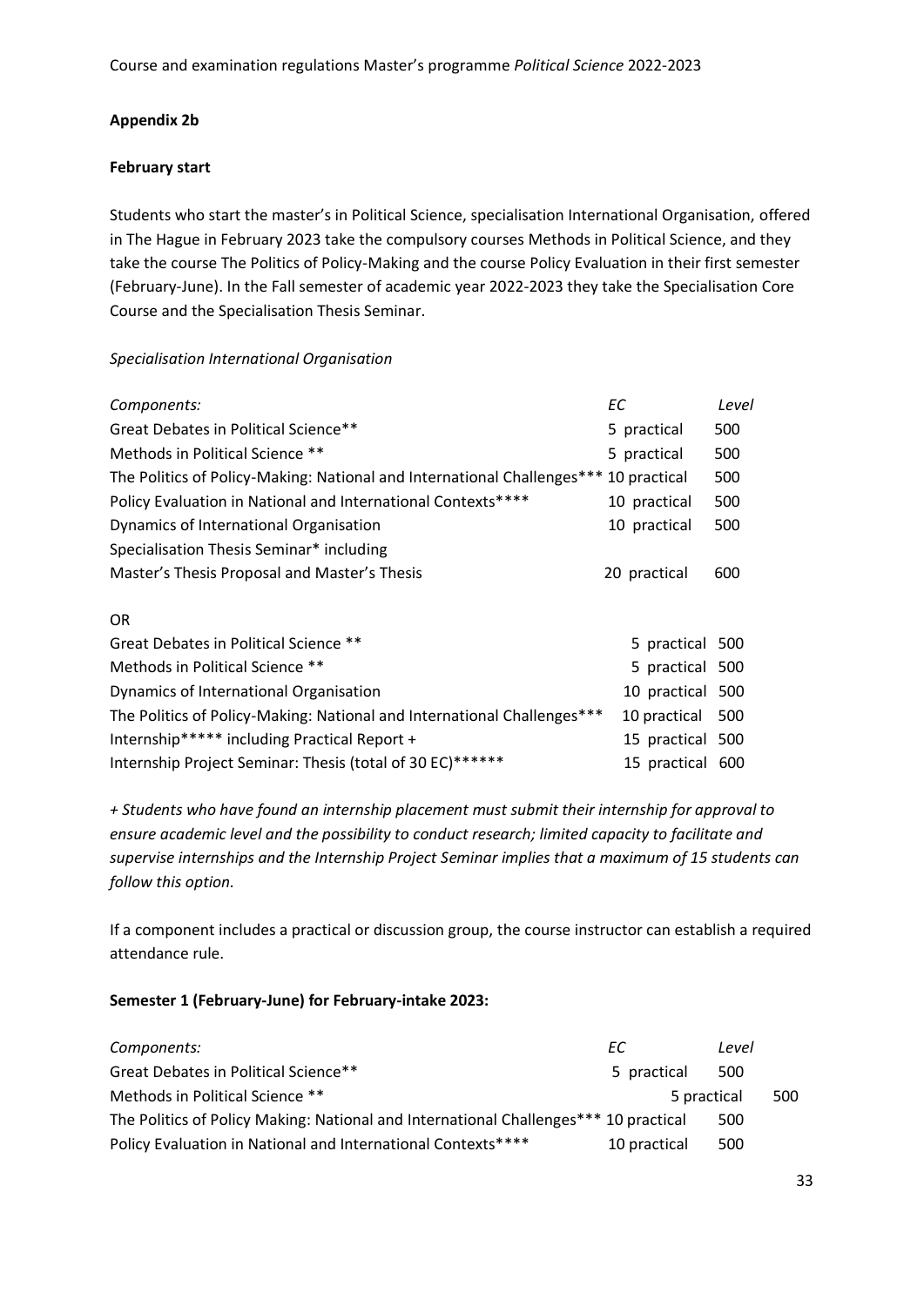**Appendix 2b**

**February start**

Students who start the master's in Political Science, specialisation International Organisation, offered in The Hague in February 2023 take the compulsory courses Methods in Political Science, and they take the course The Politics of Policy-Making and the course Policy Evaluation in their first semester (February-June). In the Fall semester of academic year 2022-2023 they take the Specialisation Core Course and the Specialisation Thesis Seminar.

*Specialisation International Organisation*

| *Components:* | *EC* | *Level* |
|---|---|---|
| Great Debates in Political Science** | 5 practical | 500 |
| Methods in Political Science ** | 5 practical | 500 |
| The Politics of Policy-Making: National and International Challenges*** | 10 practical | 500 |
| Policy Evaluation in National and International Contexts**** | 10 practical | 500 |
| Dynamics of International Organisation | 10 practical | 500 |
| Specialisation Thesis Seminar* including Master's Thesis Proposal and Master's Thesis | 20 practical | 600 |

OR

| | | |
|---|---|---|
| Great Debates in Political Science ** | 5 practical | 500 |
| Methods in Political Science ** | 5 practical | 500 |
| Dynamics of International Organisation | 10 practical | 500 |
| The Politics of Policy-Making: National and International Challenges*** | 10 practical | 500 |
| Internship***** including Practical Report + | 15 practical | 500 |
| Internship Project Seminar: Thesis (total of 30 EC)****** | 15 practical | 600 |

*+ Students who have found an internship placement must submit their internship for approval to ensure academic level and the possibility to conduct research; limited capacity to facilitate and supervise internships and the Internship Project Seminar implies that a maximum of 15 students can follow this option.*

If a component includes a practical or discussion group, the course instructor can establish a required attendance rule.

**Semester 1 (February-June) for February-intake 2023:**

| *Components:* | *EC* | *Level* |
|---|---|---|
| Great Debates in Political Science** | 5 practical | 500 |
| Methods in Political Science ** | 5 practical | 500 |
| The Politics of Policy Making: National and International Challenges*** | 10 practical | 500 |
| Policy Evaluation in National and International Contexts**** | 10 practical | 500 |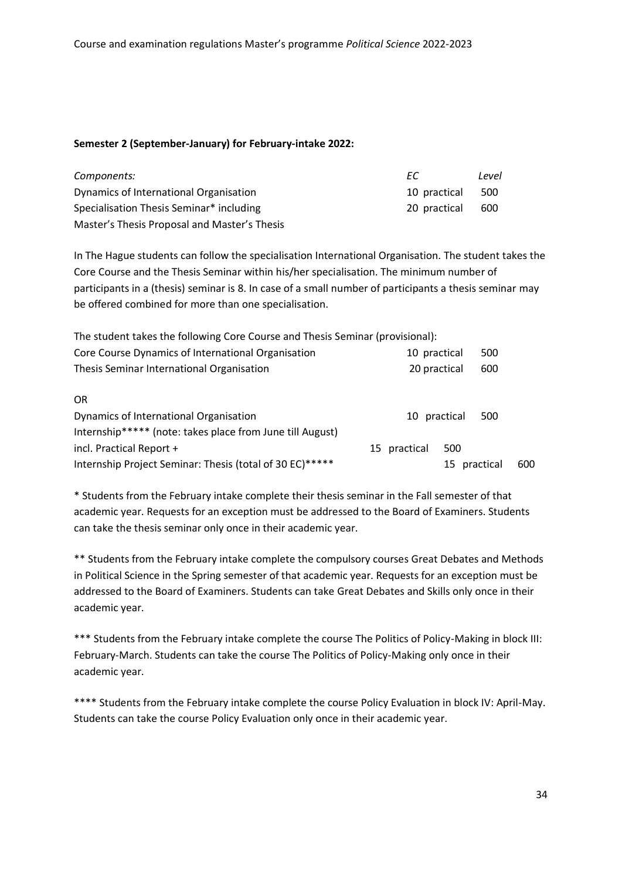**Semester 2 (September-January) for February-intake 2022:**

| *Components:* | *EC* | *Level* |
|---|---|---|
| Dynamics of International Organisation | 10 practical | 500 |
| Specialisation Thesis Seminar* including Master's Thesis Proposal and Master's Thesis | 20 practical | 600 |

In The Hague students can follow the specialisation International Organisation. The student takes the Core Course and the Thesis Seminar within his/her specialisation. The minimum number of participants in a (thesis) seminar is 8. In case of a small number of participants a thesis seminar may be offered combined for more than one specialisation.

The student takes the following Core Course and Thesis Seminar (provisional):

| | | |
|---|---|---|
| Core Course Dynamics of International Organisation | 10 practical | 500 |
| Thesis Seminar International Organisation | 20 practical | 600 |

OR

| | | |
|---|---|---|
| Dynamics of International Organisation | 10 practical | 500 |
| Internship***** (note: takes place from June till August) incl. Practical Report + | 15 practical | 500 |
| Internship Project Seminar: Thesis (total of 30 EC)***** | 15 practical | 600 |

* Students from the February intake complete their thesis seminar in the Fall semester of that academic year. Requests for an exception must be addressed to the Board of Examiners. Students can take the thesis seminar only once in their academic year.

** Students from the February intake complete the compulsory courses Great Debates and Methods in Political Science in the Spring semester of that academic year. Requests for an exception must be addressed to the Board of Examiners. Students can take Great Debates and Skills only once in their academic year.

*** Students from the February intake complete the course The Politics of Policy-Making in block III: February-March. Students can take the course The Politics of Policy-Making only once in their academic year.

**** Students from the February intake complete the course Policy Evaluation in block IV: April-May. Students can take the course Policy Evaluation only once in their academic year.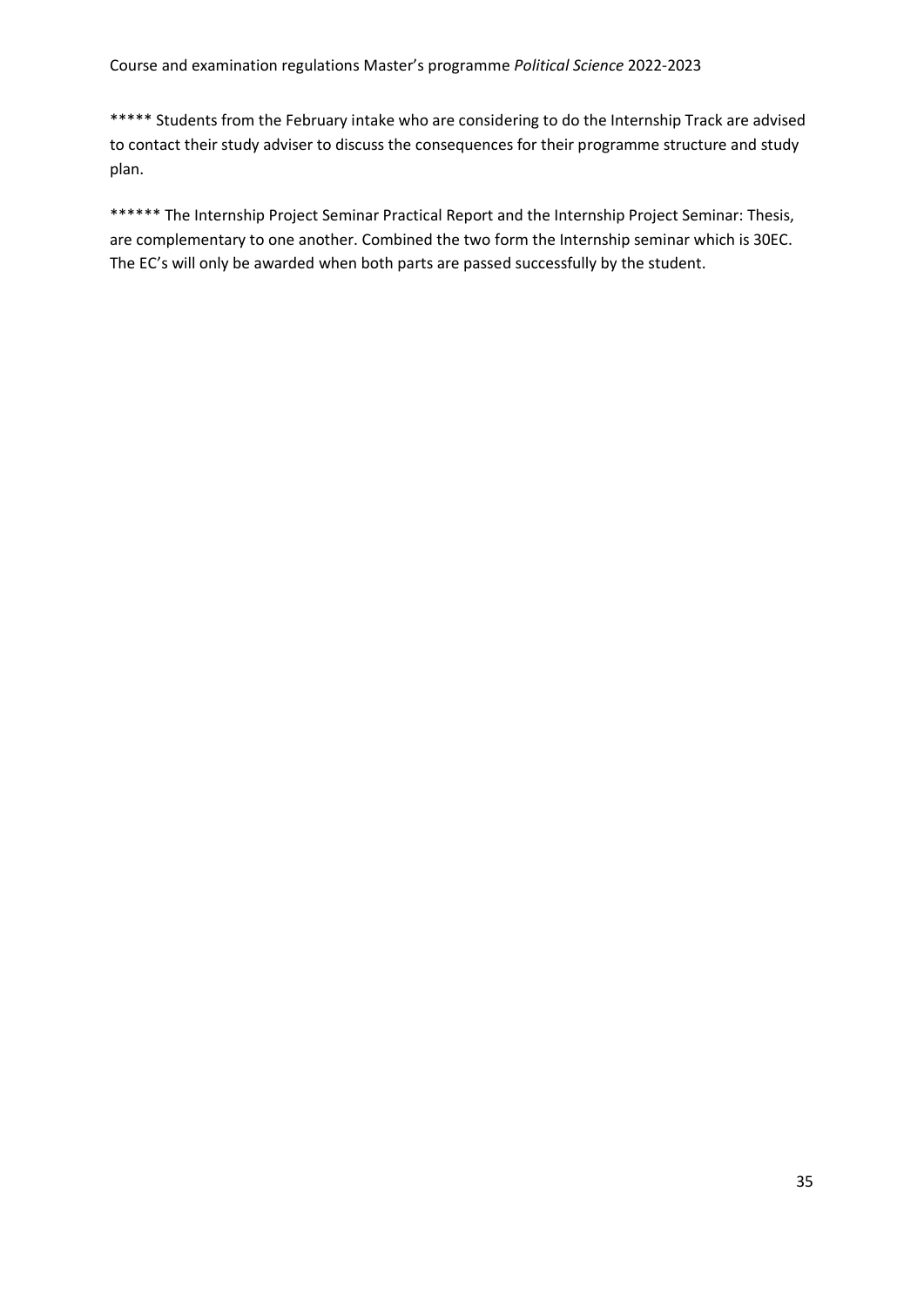***** Students from the February intake who are considering to do the Internship Track are advised to contact their study adviser to discuss the consequences for their programme structure and study plan.

****** The Internship Project Seminar Practical Report and the Internship Project Seminar: Thesis, are complementary to one another. Combined the two form the Internship seminar which is 30EC. The EC's will only be awarded when both parts are passed successfully by the student.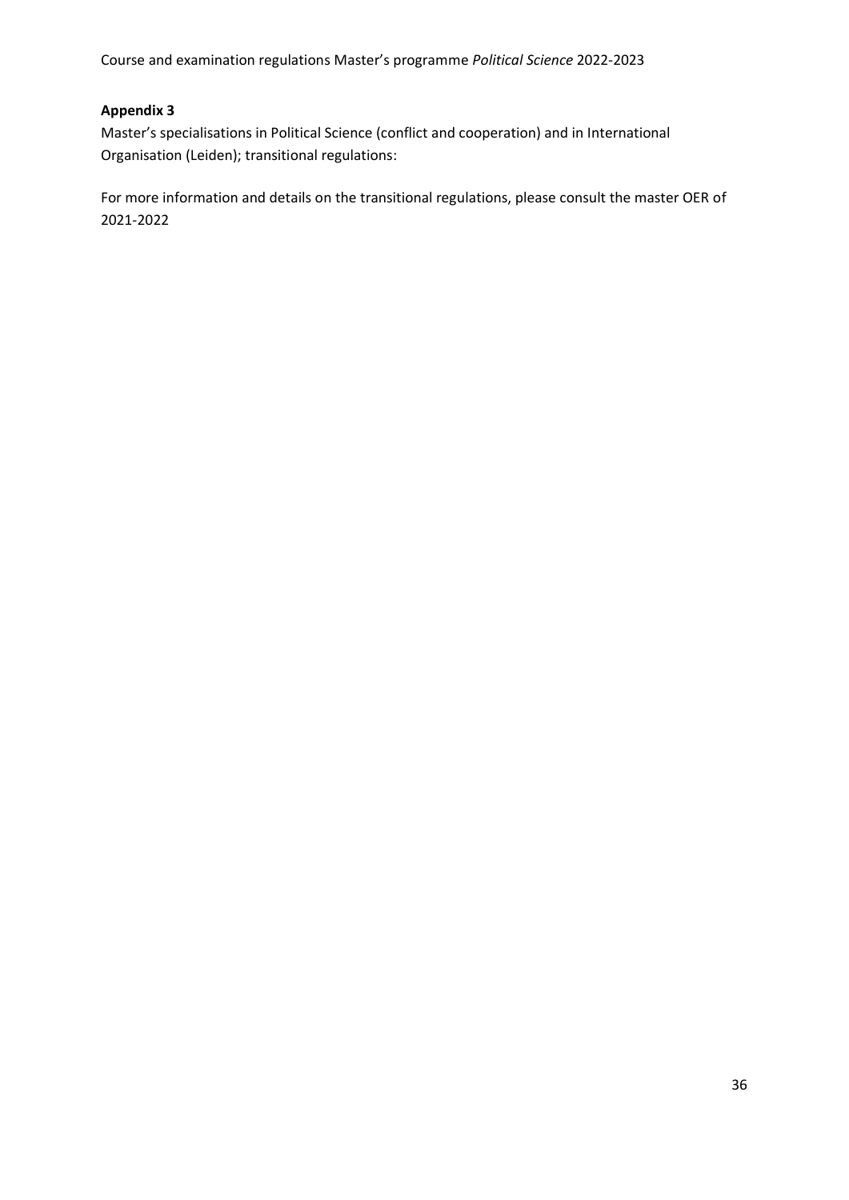**Appendix 3**

Master's specialisations in Political Science (conflict and cooperation) and in International Organisation (Leiden); transitional regulations:

For more information and details on the transitional regulations, please consult the master OER of 2021-2022